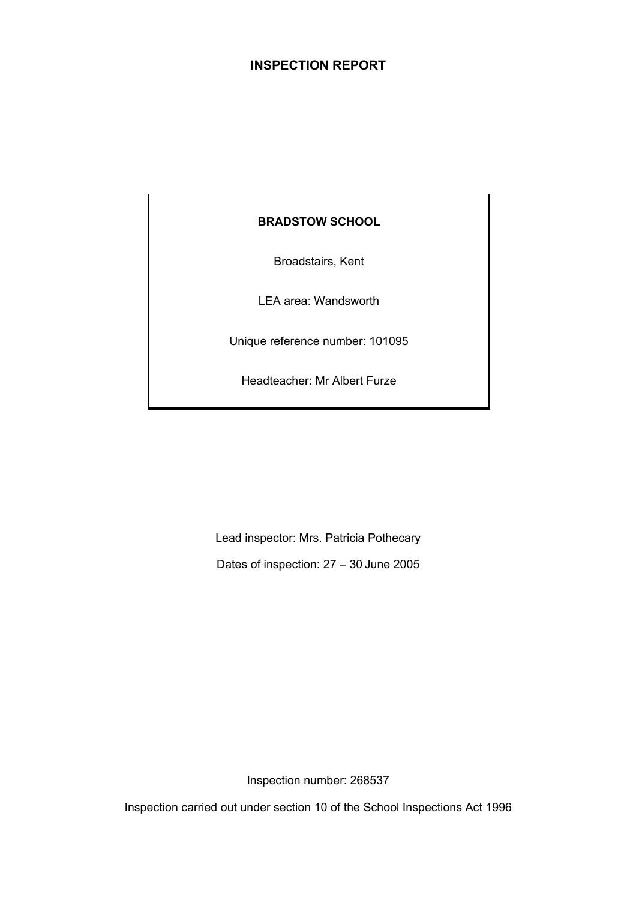# INSPECTION REPORT

**BRADSTOW SCHOOL**

Broadstairs, Kent

LEA area: Wandsworth

Unique reference number: 101095

Headteacher: Mr Albert Furze

Lead inspector: Mrs. Patricia Pothecary

Dates of inspection: 27 – 30 June 2005

Inspection number: 268537

Inspection carried out under section 10 of the School Inspections Act 1996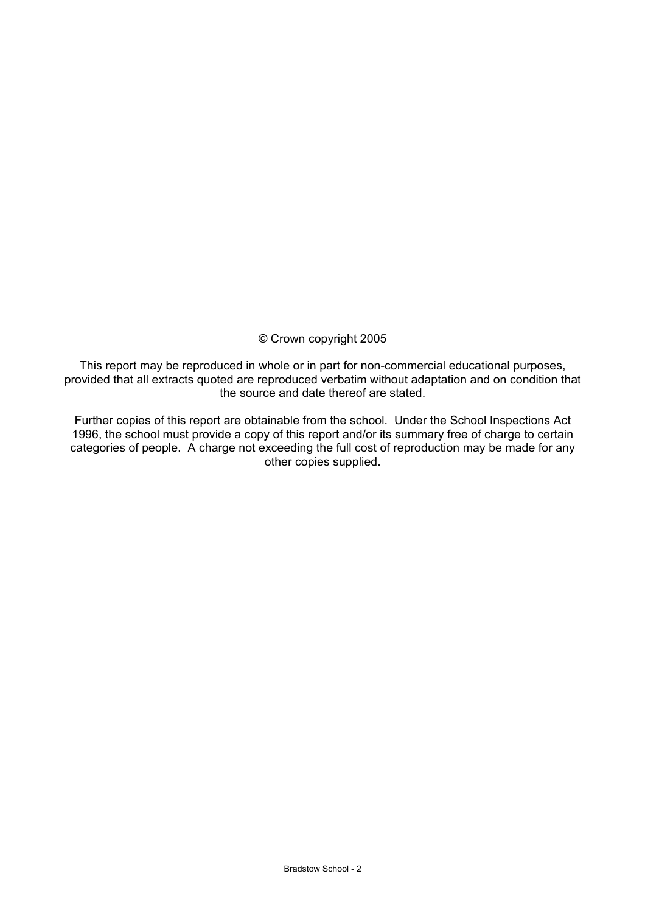© Crown copyright 2005

This report may be reproduced in whole or in part for non-commercial educational purposes, provided that all extracts quoted are reproduced verbatim without adaptation and on condition that the source and date thereof are stated.

Further copies of this report are obtainable from the school. Under the School Inspections Act 1996, the school must provide a copy of this report and/or its summary free of charge to certain categories of people. A charge not exceeding the full cost of reproduction may be made for any other copies supplied.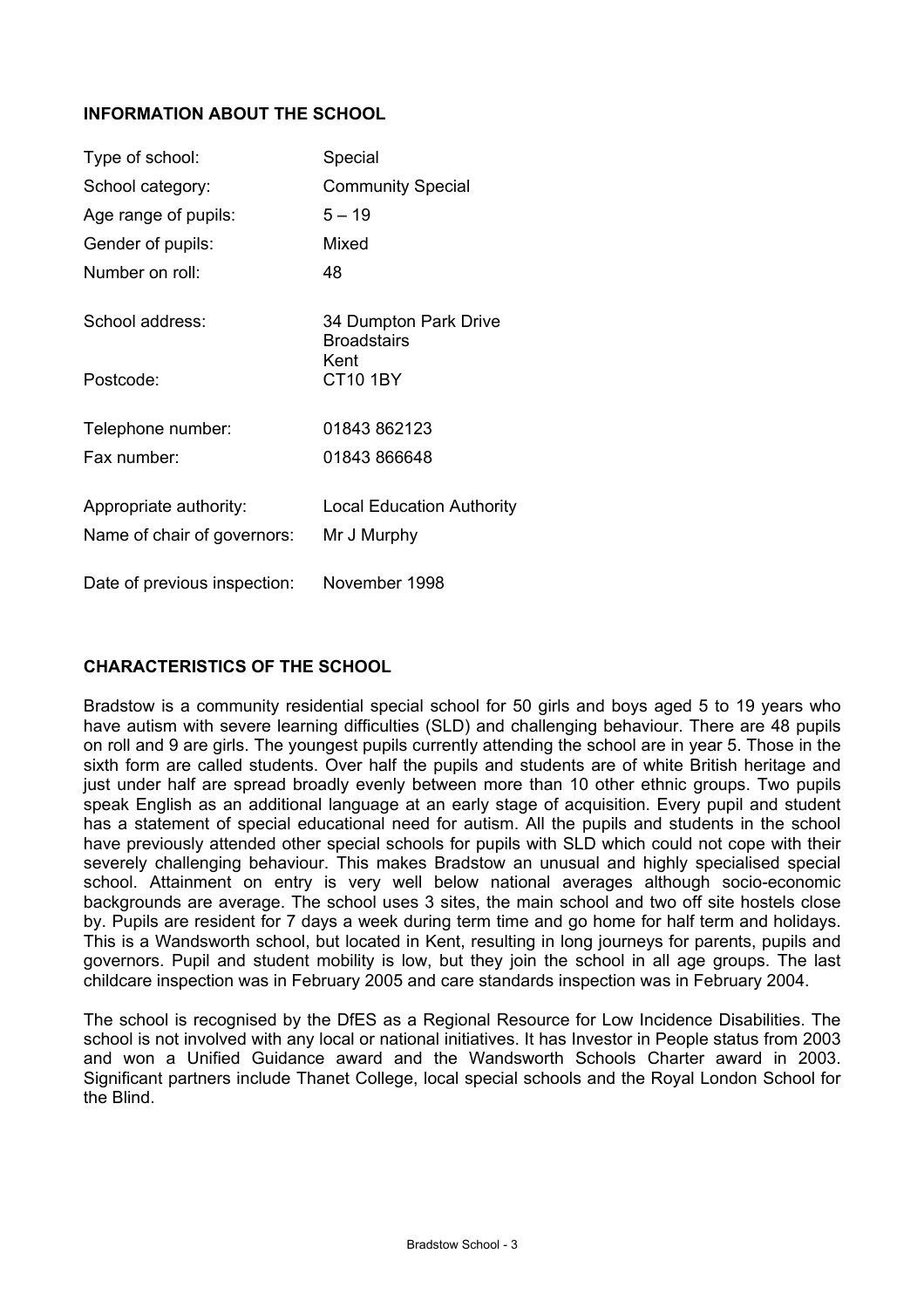## INFORMATION ABOUT THE SCHOOL

| | |
|---|---|
| Type of school: | Special |
| School category: | Community Special |
| Age range of pupils: | 5 – 19 |
| Gender of pupils: | Mixed |
| Number on roll: | 48 |
| School address: | 34 Dumpton Park Drive<br>Broadstairs<br>Kent |
| Postcode: | CT10 1BY |
| Telephone number: | 01843 862123 |
| Fax number: | 01843 866648 |
| Appropriate authority: | Local Education Authority |
| Name of chair of governors: | Mr J Murphy |
| Date of previous inspection: | November 1998 |

## CHARACTERISTICS OF THE SCHOOL

Bradstow is a community residential special school for 50 girls and boys aged 5 to 19 years who have autism with severe learning difficulties (SLD) and challenging behaviour. There are 48 pupils on roll and 9 are girls. The youngest pupils currently attending the school are in year 5. Those in the sixth form are called students. Over half the pupils and students are of white British heritage and just under half are spread broadly evenly between more than 10 other ethnic groups. Two pupils speak English as an additional language at an early stage of acquisition. Every pupil and student has a statement of special educational need for autism. All the pupils and students in the school have previously attended other special schools for pupils with SLD which could not cope with their severely challenging behaviour. This makes Bradstow an unusual and highly specialised special school. Attainment on entry is very well below national averages although socio-economic backgrounds are average. The school uses 3 sites, the main school and two off site hostels close by. Pupils are resident for 7 days a week during term time and go home for half term and holidays. This is a Wandsworth school, but located in Kent, resulting in long journeys for parents, pupils and governors. Pupil and student mobility is low, but they join the school in all age groups. The last childcare inspection was in February 2005 and care standards inspection was in February 2004.

The school is recognised by the DfES as a Regional Resource for Low Incidence Disabilities. The school is not involved with any local or national initiatives. It has Investor in People status from 2003 and won a Unified Guidance award and the Wandsworth Schools Charter award in 2003. Significant partners include Thanet College, local special schools and the Royal London School for the Blind.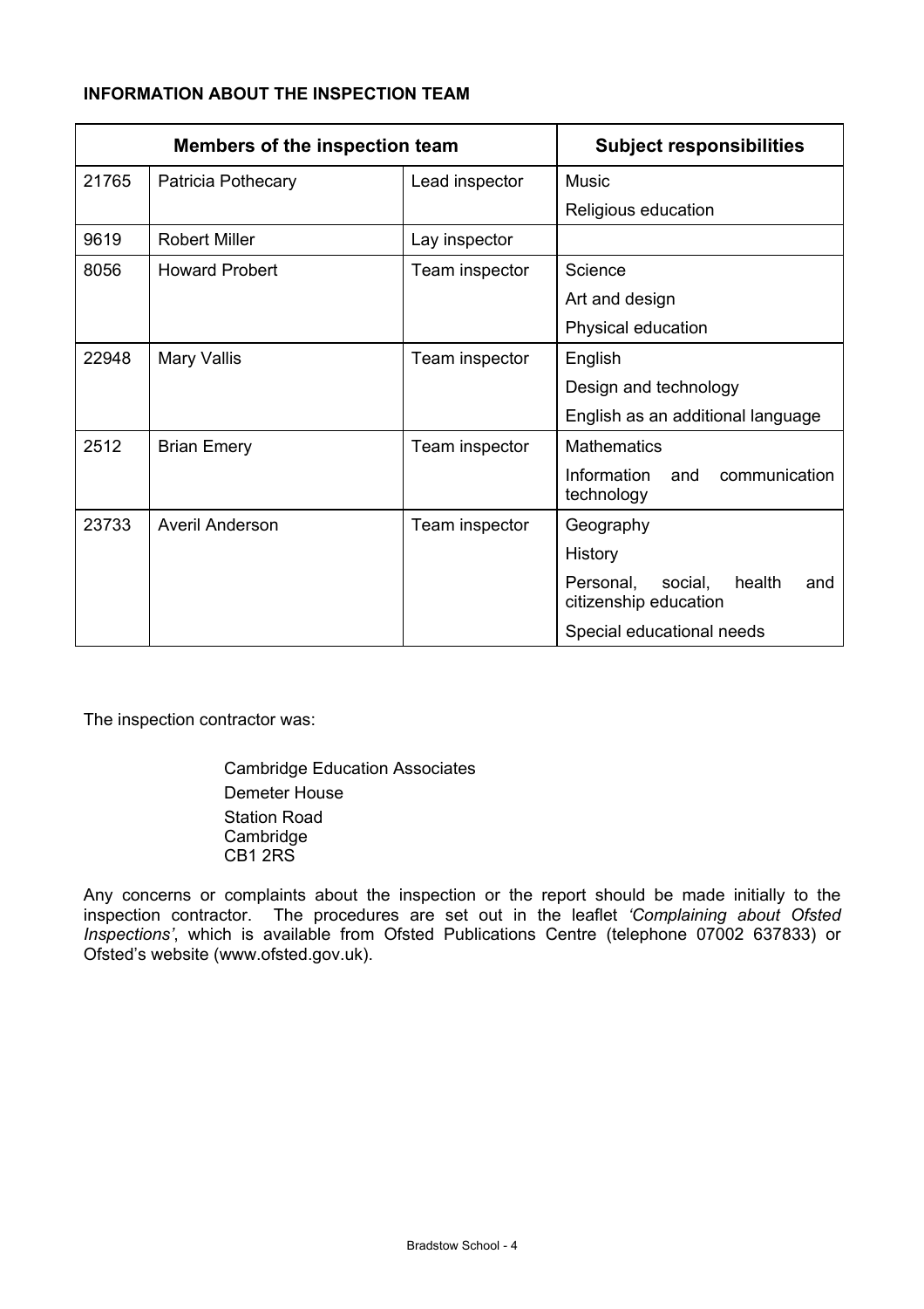**INFORMATION ABOUT THE INSPECTION TEAM**

| Members of the inspection team | | | Subject responsibilities |
|---|---|---|---|
| 21765 | Patricia Pothecary | Lead inspector | Music<br>Religious education |
| 9619 | Robert Miller | Lay inspector | |
| 8056 | Howard Probert | Team inspector | Science<br>Art and design<br>Physical education |
| 22948 | Mary Vallis | Team inspector | English<br>Design and technology<br>English as an additional language |
| 2512 | Brian Emery | Team inspector | Mathematics<br>Information and communication technology |
| 23733 | Averil Anderson | Team inspector | Geography<br>History<br>Personal, social, health and citizenship education<br>Special educational needs |

The inspection contractor was:

Cambridge Education Associates
Demeter House
Station Road
Cambridge
CB1 2RS

Any concerns or complaints about the inspection or the report should be made initially to the inspection contractor. The procedures are set out in the leaflet *'Complaining about Ofsted Inspections'*, which is available from Ofsted Publications Centre (telephone 07002 637833) or Ofsted's website (www.ofsted.gov.uk).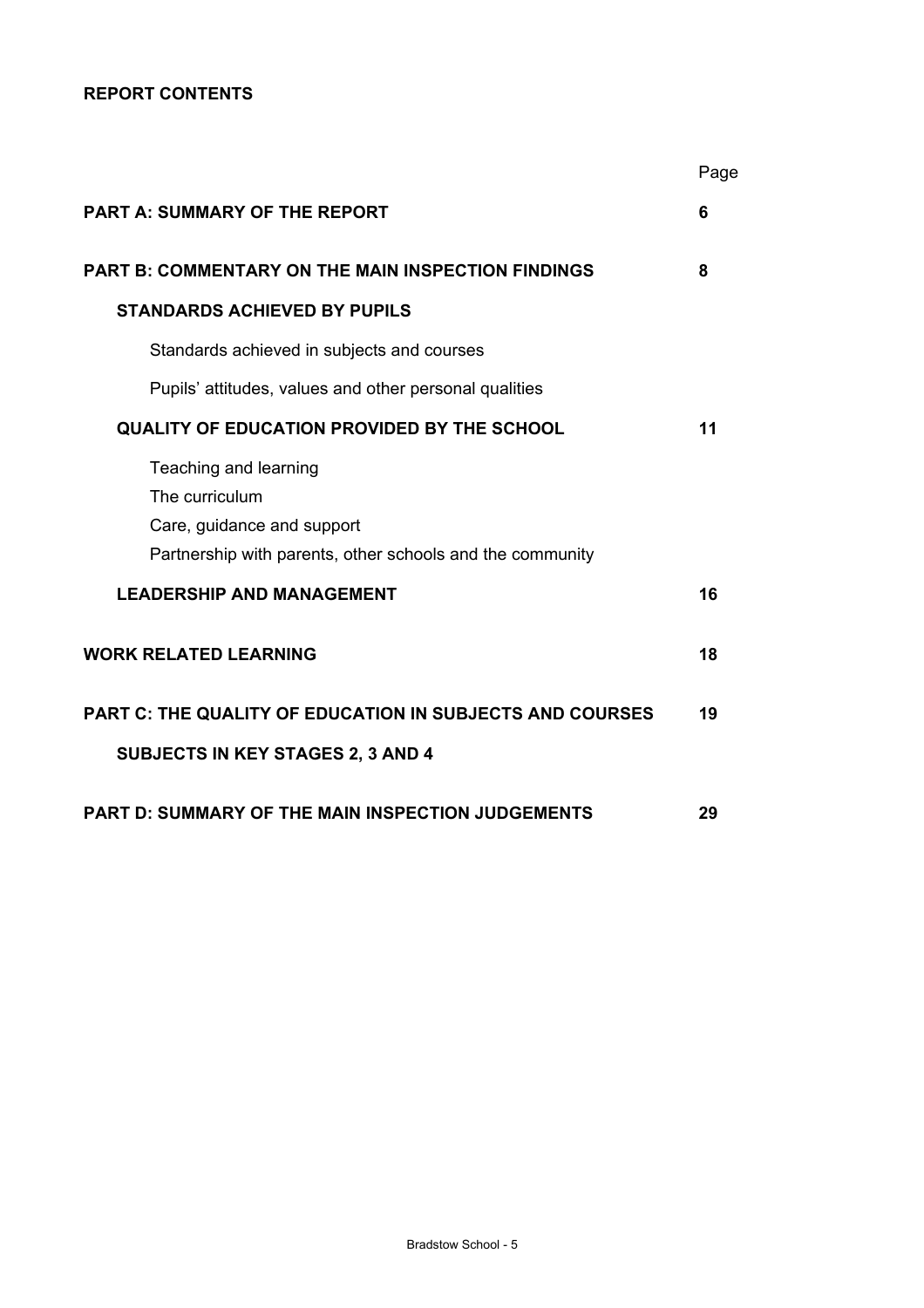**REPORT CONTENTS**

| | Page |
|---|---|
| **PART A: SUMMARY OF THE REPORT** | **6** |
| **PART B: COMMENTARY ON THE MAIN INSPECTION FINDINGS** | **8** |
| **STANDARDS ACHIEVED BY PUPILS** | |
| Standards achieved in subjects and courses | |
| Pupils' attitudes, values and other personal qualities | |
| **QUALITY OF EDUCATION PROVIDED BY THE SCHOOL** | **11** |
| Teaching and learning | |
| The curriculum | |
| Care, guidance and support | |
| Partnership with parents, other schools and the community | |
| **LEADERSHIP AND MANAGEMENT** | **16** |
| **WORK RELATED LEARNING** | **18** |
| **PART C: THE QUALITY OF EDUCATION IN SUBJECTS AND COURSES** | **19** |
| **SUBJECTS IN KEY STAGES 2, 3 AND 4** | |
| **PART D: SUMMARY OF THE MAIN INSPECTION JUDGEMENTS** | **29** |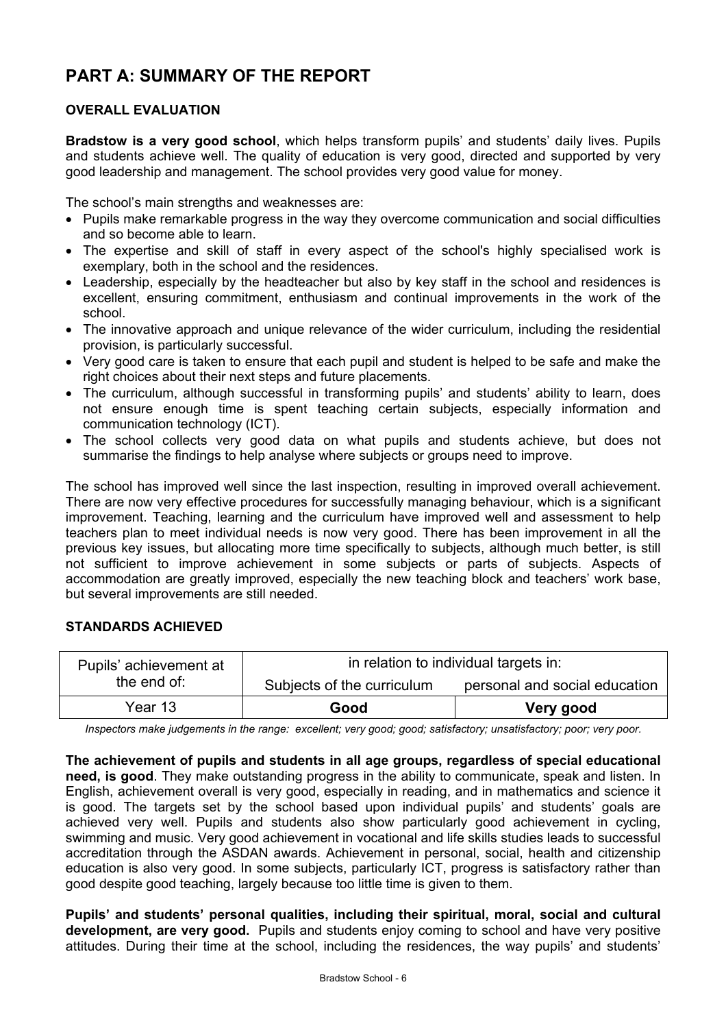# PART A: SUMMARY OF THE REPORT

## OVERALL EVALUATION

**Bradstow is a very good school**, which helps transform pupils' and students' daily lives. Pupils and students achieve well. The quality of education is very good, directed and supported by very good leadership and management. The school provides very good value for money.

The school's main strengths and weaknesses are:

- Pupils make remarkable progress in the way they overcome communication and social difficulties and so become able to learn.
- The expertise and skill of staff in every aspect of the school's highly specialised work is exemplary, both in the school and the residences.
- Leadership, especially by the headteacher but also by key staff in the school and residences is excellent, ensuring commitment, enthusiasm and continual improvements in the work of the school.
- The innovative approach and unique relevance of the wider curriculum, including the residential provision, is particularly successful.
- Very good care is taken to ensure that each pupil and student is helped to be safe and make the right choices about their next steps and future placements.
- The curriculum, although successful in transforming pupils' and students' ability to learn, does not ensure enough time is spent teaching certain subjects, especially information and communication technology (ICT).
- The school collects very good data on what pupils and students achieve, but does not summarise the findings to help analyse where subjects or groups need to improve.

The school has improved well since the last inspection, resulting in improved overall achievement. There are now very effective procedures for successfully managing behaviour, which is a significant improvement. Teaching, learning and the curriculum have improved well and assessment to help teachers plan to meet individual needs is now very good. There has been improvement in all the previous key issues, but allocating more time specifically to subjects, although much better, is still not sufficient to improve achievement in some subjects or parts of subjects. Aspects of accommodation are greatly improved, especially the new teaching block and teachers' work base, but several improvements are still needed.

## STANDARDS ACHIEVED

| Pupils' achievement at the end of: | in relation to individual targets in: | |
|---|---|---|
| | Subjects of the curriculum | personal and social education |
| Year 13 | **Good** | **Very good** |

*Inspectors make judgements in the range: excellent; very good; good; satisfactory; unsatisfactory; poor; very poor.*

**The achievement of pupils and students in all age groups, regardless of special educational need, is good**. They make outstanding progress in the ability to communicate, speak and listen. In English, achievement overall is very good, especially in reading, and in mathematics and science it is good. The targets set by the school based upon individual pupils' and students' goals are achieved very well. Pupils and students also show particularly good achievement in cycling, swimming and music. Very good achievement in vocational and life skills studies leads to successful accreditation through the ASDAN awards. Achievement in personal, social, health and citizenship education is also very good. In some subjects, particularly ICT, progress is satisfactory rather than good despite good teaching, largely because too little time is given to them.

**Pupils' and students' personal qualities, including their spiritual, moral, social and cultural development, are very good.** Pupils and students enjoy coming to school and have very positive attitudes. During their time at the school, including the residences, the way pupils' and students'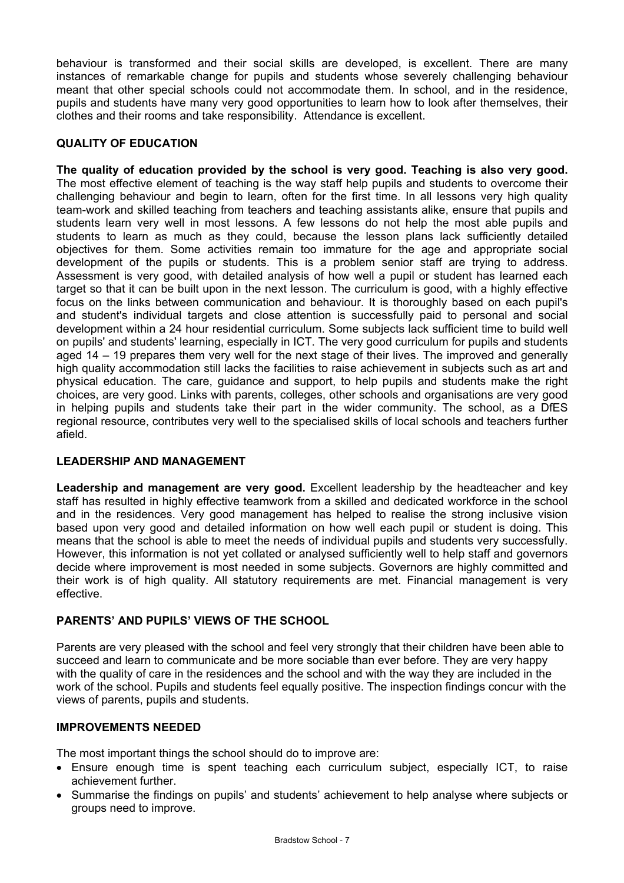behaviour is transformed and their social skills are developed, is excellent. There are many instances of remarkable change for pupils and students whose severely challenging behaviour meant that other special schools could not accommodate them. In school, and in the residence, pupils and students have many very good opportunities to learn how to look after themselves, their clothes and their rooms and take responsibility. Attendance is excellent.

### QUALITY OF EDUCATION

**The quality of education provided by the school is very good. Teaching is also very good.** The most effective element of teaching is the way staff help pupils and students to overcome their challenging behaviour and begin to learn, often for the first time. In all lessons very high quality team-work and skilled teaching from teachers and teaching assistants alike, ensure that pupils and students learn very well in most lessons. A few lessons do not help the most able pupils and students to learn as much as they could, because the lesson plans lack sufficiently detailed objectives for them. Some activities remain too immature for the age and appropriate social development of the pupils or students. This is a problem senior staff are trying to address. Assessment is very good, with detailed analysis of how well a pupil or student has learned each target so that it can be built upon in the next lesson. The curriculum is good, with a highly effective focus on the links between communication and behaviour. It is thoroughly based on each pupil's and student's individual targets and close attention is successfully paid to personal and social development within a 24 hour residential curriculum. Some subjects lack sufficient time to build well on pupils' and students' learning, especially in ICT. The very good curriculum for pupils and students aged 14 – 19 prepares them very well for the next stage of their lives. The improved and generally high quality accommodation still lacks the facilities to raise achievement in subjects such as art and physical education. The care, guidance and support, to help pupils and students make the right choices, are very good. Links with parents, colleges, other schools and organisations are very good in helping pupils and students take their part in the wider community. The school, as a DfES regional resource, contributes very well to the specialised skills of local schools and teachers further afield.

### LEADERSHIP AND MANAGEMENT

**Leadership and management are very good.** Excellent leadership by the headteacher and key staff has resulted in highly effective teamwork from a skilled and dedicated workforce in the school and in the residences. Very good management has helped to realise the strong inclusive vision based upon very good and detailed information on how well each pupil or student is doing. This means that the school is able to meet the needs of individual pupils and students very successfully. However, this information is not yet collated or analysed sufficiently well to help staff and governors decide where improvement is most needed in some subjects. Governors are highly committed and their work is of high quality. All statutory requirements are met. Financial management is very effective.

### PARENTS' AND PUPILS' VIEWS OF THE SCHOOL

Parents are very pleased with the school and feel very strongly that their children have been able to succeed and learn to communicate and be more sociable than ever before. They are very happy with the quality of care in the residences and the school and with the way they are included in the work of the school. Pupils and students feel equally positive. The inspection findings concur with the views of parents, pupils and students.

### IMPROVEMENTS NEEDED

The most important things the school should do to improve are:

- Ensure enough time is spent teaching each curriculum subject, especially ICT, to raise achievement further.
- Summarise the findings on pupils' and students' achievement to help analyse where subjects or groups need to improve.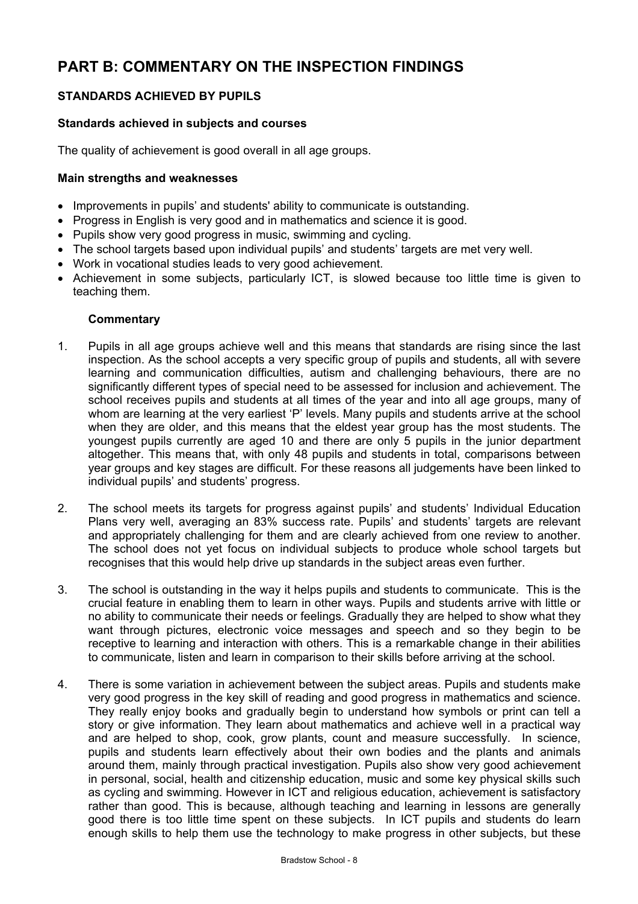# PART B: COMMENTARY ON THE INSPECTION FINDINGS

## STANDARDS ACHIEVED BY PUPILS

### Standards achieved in subjects and courses

The quality of achievement is good overall in all age groups.

### Main strengths and weaknesses

- Improvements in pupils' and students' ability to communicate is outstanding.
- Progress in English is very good and in mathematics and science it is good.
- Pupils show very good progress in music, swimming and cycling.
- The school targets based upon individual pupils' and students' targets are met very well.
- Work in vocational studies leads to very good achievement.
- Achievement in some subjects, particularly ICT, is slowed because too little time is given to teaching them.

**Commentary**

1. Pupils in all age groups achieve well and this means that standards are rising since the last inspection. As the school accepts a very specific group of pupils and students, all with severe learning and communication difficulties, autism and challenging behaviours, there are no significantly different types of special need to be assessed for inclusion and achievement. The school receives pupils and students at all times of the year and into all age groups, many of whom are learning at the very earliest 'P' levels. Many pupils and students arrive at the school when they are older, and this means that the eldest year group has the most students. The youngest pupils currently are aged 10 and there are only 5 pupils in the junior department altogether. This means that, with only 48 pupils and students in total, comparisons between year groups and key stages are difficult. For these reasons all judgements have been linked to individual pupils' and students' progress.

2. The school meets its targets for progress against pupils' and students' Individual Education Plans very well, averaging an 83% success rate. Pupils' and students' targets are relevant and appropriately challenging for them and are clearly achieved from one review to another. The school does not yet focus on individual subjects to produce whole school targets but recognises that this would help drive up standards in the subject areas even further.

3. The school is outstanding in the way it helps pupils and students to communicate. This is the crucial feature in enabling them to learn in other ways. Pupils and students arrive with little or no ability to communicate their needs or feelings. Gradually they are helped to show what they want through pictures, electronic voice messages and speech and so they begin to be receptive to learning and interaction with others. This is a remarkable change in their abilities to communicate, listen and learn in comparison to their skills before arriving at the school.

4. There is some variation in achievement between the subject areas. Pupils and students make very good progress in the key skill of reading and good progress in mathematics and science. They really enjoy books and gradually begin to understand how symbols or print can tell a story or give information. They learn about mathematics and achieve well in a practical way and are helped to shop, cook, grow plants, count and measure successfully. In science, pupils and students learn effectively about their own bodies and the plants and animals around them, mainly through practical investigation. Pupils also show very good achievement in personal, social, health and citizenship education, music and some key physical skills such as cycling and swimming. However in ICT and religious education, achievement is satisfactory rather than good. This is because, although teaching and learning in lessons are generally good there is too little time spent on these subjects. In ICT pupils and students do learn enough skills to help them use the technology to make progress in other subjects, but these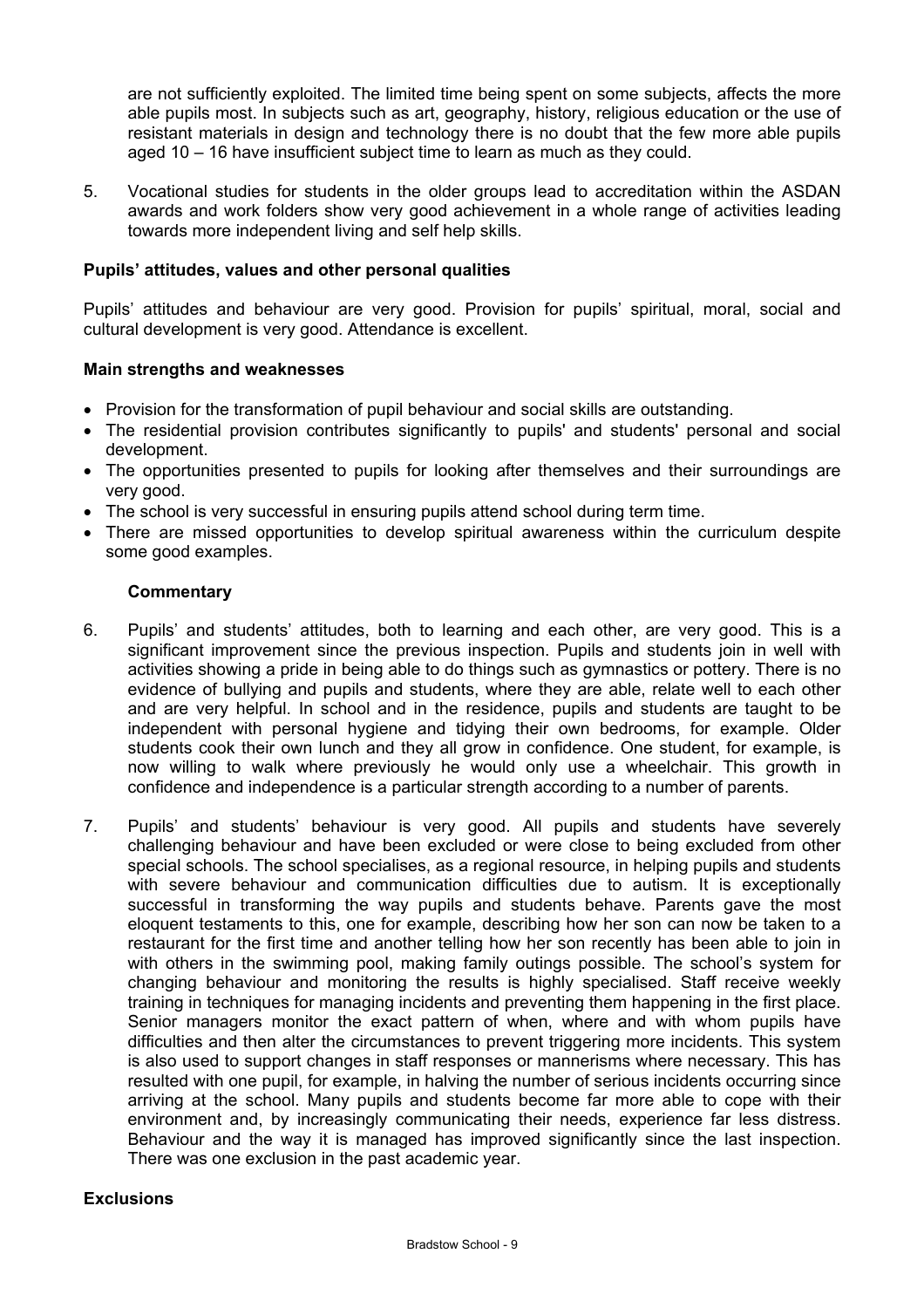are not sufficiently exploited. The limited time being spent on some subjects, affects the more able pupils most. In subjects such as art, geography, history, religious education or the use of resistant materials in design and technology there is no doubt that the few more able pupils aged 10 – 16 have insufficient subject time to learn as much as they could.

5. Vocational studies for students in the older groups lead to accreditation within the ASDAN awards and work folders show very good achievement in a whole range of activities leading towards more independent living and self help skills.

**Pupils' attitudes, values and other personal qualities**

Pupils' attitudes and behaviour are very good. Provision for pupils' spiritual, moral, social and cultural development is very good. Attendance is excellent.

**Main strengths and weaknesses**

- Provision for the transformation of pupil behaviour and social skills are outstanding.
- The residential provision contributes significantly to pupils' and students' personal and social development.
- The opportunities presented to pupils for looking after themselves and their surroundings are very good.
- The school is very successful in ensuring pupils attend school during term time.
- There are missed opportunities to develop spiritual awareness within the curriculum despite some good examples.

**Commentary**

6. Pupils' and students' attitudes, both to learning and each other, are very good. This is a significant improvement since the previous inspection. Pupils and students join in well with activities showing a pride in being able to do things such as gymnastics or pottery. There is no evidence of bullying and pupils and students, where they are able, relate well to each other and are very helpful. In school and in the residence, pupils and students are taught to be independent with personal hygiene and tidying their own bedrooms, for example. Older students cook their own lunch and they all grow in confidence. One student, for example, is now willing to walk where previously he would only use a wheelchair. This growth in confidence and independence is a particular strength according to a number of parents.

7. Pupils' and students' behaviour is very good. All pupils and students have severely challenging behaviour and have been excluded or were close to being excluded from other special schools. The school specialises, as a regional resource, in helping pupils and students with severe behaviour and communication difficulties due to autism. It is exceptionally successful in transforming the way pupils and students behave. Parents gave the most eloquent testaments to this, one for example, describing how her son can now be taken to a restaurant for the first time and another telling how her son recently has been able to join in with others in the swimming pool, making family outings possible. The school's system for changing behaviour and monitoring the results is highly specialised. Staff receive weekly training in techniques for managing incidents and preventing them happening in the first place. Senior managers monitor the exact pattern of when, where and with whom pupils have difficulties and then alter the circumstances to prevent triggering more incidents. This system is also used to support changes in staff responses or mannerisms where necessary. This has resulted with one pupil, for example, in halving the number of serious incidents occurring since arriving at the school. Many pupils and students become far more able to cope with their environment and, by increasingly communicating their needs, experience far less distress. Behaviour and the way it is managed has improved significantly since the last inspection. There was one exclusion in the past academic year.

**Exclusions**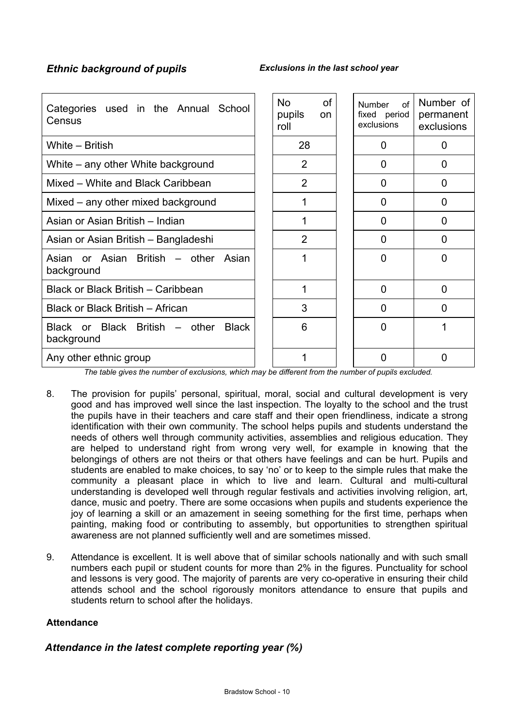***Ethnic background of pupils*** ***Exclusions in the last school year***

| Categories used in the Annual School Census | No of pupils on roll | Number of fixed period exclusions | Number of permanent exclusions |
|---|---|---|---|
| White – British | 28 | 0 | 0 |
| White – any other White background | 2 | 0 | 0 |
| Mixed – White and Black Caribbean | 2 | 0 | 0 |
| Mixed – any other mixed background | 1 | 0 | 0 |
| Asian or Asian British – Indian | 1 | 0 | 0 |
| Asian or Asian British – Bangladeshi | 2 | 0 | 0 |
| Asian or Asian British – other Asian background | 1 | 0 | 0 |
| Black or Black British – Caribbean | 1 | 0 | 0 |
| Black or Black British – African | 3 | 0 | 0 |
| Black or Black British – other Black background | 6 | 0 | 1 |
| Any other ethnic group | 1 | 0 | 0 |

*The table gives the number of exclusions, which may be different from the number of pupils excluded.*

8. The provision for pupils' personal, spiritual, moral, social and cultural development is very good and has improved well since the last inspection. The loyalty to the school and the trust the pupils have in their teachers and care staff and their open friendliness, indicate a strong identification with their own community. The school helps pupils and students understand the needs of others well through community activities, assemblies and religious education. They are helped to understand right from wrong very well, for example in knowing that the belongings of others are not theirs or that others have feelings and can be hurt. Pupils and students are enabled to make choices, to say 'no' or to keep to the simple rules that make the community a pleasant place in which to live and learn. Cultural and multi-cultural understanding is developed well through regular festivals and activities involving religion, art, dance, music and poetry. There are some occasions when pupils and students experience the joy of learning a skill or an amazement in seeing something for the first time, perhaps when painting, making food or contributing to assembly, but opportunities to strengthen spiritual awareness are not planned sufficiently well and are sometimes missed.

9. Attendance is excellent. It is well above that of similar schools nationally and with such small numbers each pupil or student counts for more than 2% in the figures. Punctuality for school and lessons is very good. The majority of parents are very co-operative in ensuring their child attends school and the school rigorously monitors attendance to ensure that pupils and students return to school after the holidays.

**Attendance**

***Attendance in the latest complete reporting year (%)***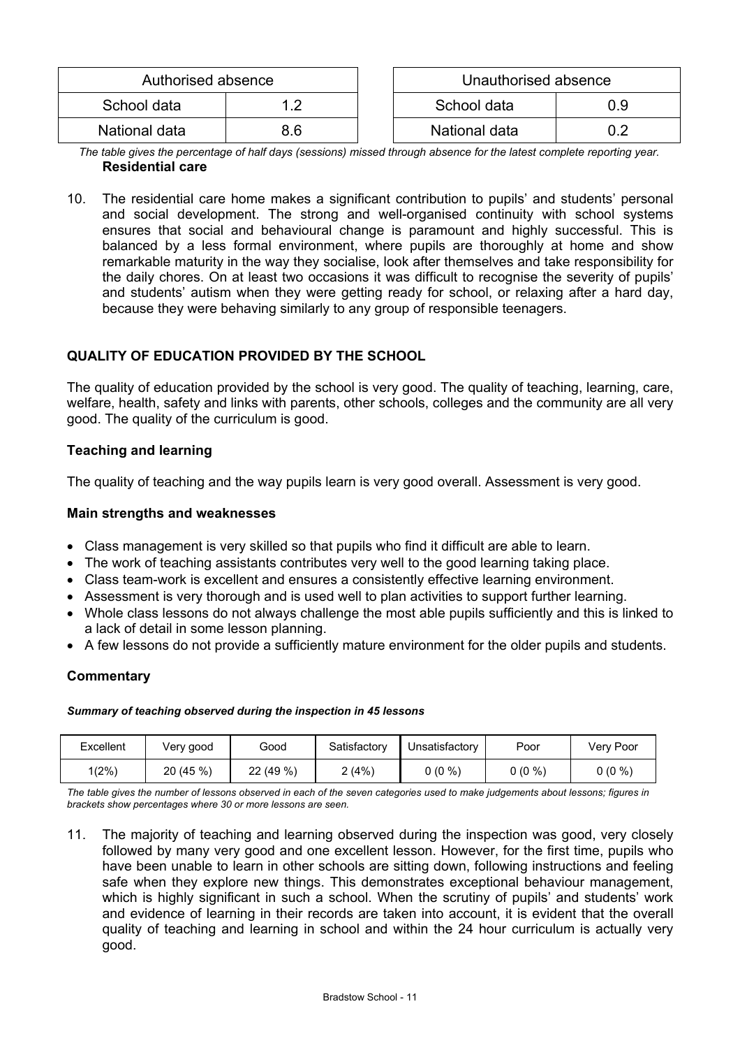| Authorised absence | |
| --- | --- |
| School data | 1.2 |
| National data | 8.6 |

| Unauthorised absence | |
| --- | --- |
| School data | 0.9 |
| National data | 0.2 |

*The table gives the percentage of half days (sessions) missed through absence for the latest complete reporting year.*

**Residential care**

10. The residential care home makes a significant contribution to pupils' and students' personal and social development. The strong and well-organised continuity with school systems ensures that social and behavioural change is paramount and highly successful. This is balanced by a less formal environment, where pupils are thoroughly at home and show remarkable maturity in the way they socialise, look after themselves and take responsibility for the daily chores. On at least two occasions it was difficult to recognise the severity of pupils' and students' autism when they were getting ready for school, or relaxing after a hard day, because they were behaving similarly to any group of responsible teenagers.

## QUALITY OF EDUCATION PROVIDED BY THE SCHOOL

The quality of education provided by the school is very good. The quality of teaching, learning, care, welfare, health, safety and links with parents, other schools, colleges and the community are all very good. The quality of the curriculum is good.

### Teaching and learning

The quality of teaching and the way pupils learn is very good overall. Assessment is very good.

### Main strengths and weaknesses

- Class management is very skilled so that pupils who find it difficult are able to learn.
- The work of teaching assistants contributes very well to the good learning taking place.
- Class team-work is excellent and ensures a consistently effective learning environment.
- Assessment is very thorough and is used well to plan activities to support further learning.
- Whole class lessons do not always challenge the most able pupils sufficiently and this is linked to a lack of detail in some lesson planning.
- A few lessons do not provide a sufficiently mature environment for the older pupils and students.

### Commentary

***Summary of teaching observed during the inspection in 45 lessons***

| Excellent | Very good | Good | Satisfactory | Unsatisfactory | Poor | Very Poor |
| --- | --- | --- | --- | --- | --- | --- |
| 1(2%) | 20 (45 %) | 22 (49 %) | 2 (4%) | 0 (0 %) | 0 (0 %) | 0 (0 %) |

*The table gives the number of lessons observed in each of the seven categories used to make judgements about lessons; figures in brackets show percentages where 30 or more lessons are seen.*

11. The majority of teaching and learning observed during the inspection was good, very closely followed by many very good and one excellent lesson. However, for the first time, pupils who have been unable to learn in other schools are sitting down, following instructions and feeling safe when they explore new things. This demonstrates exceptional behaviour management, which is highly significant in such a school. When the scrutiny of pupils' and students' work and evidence of learning in their records are taken into account, it is evident that the overall quality of teaching and learning in school and within the 24 hour curriculum is actually very good.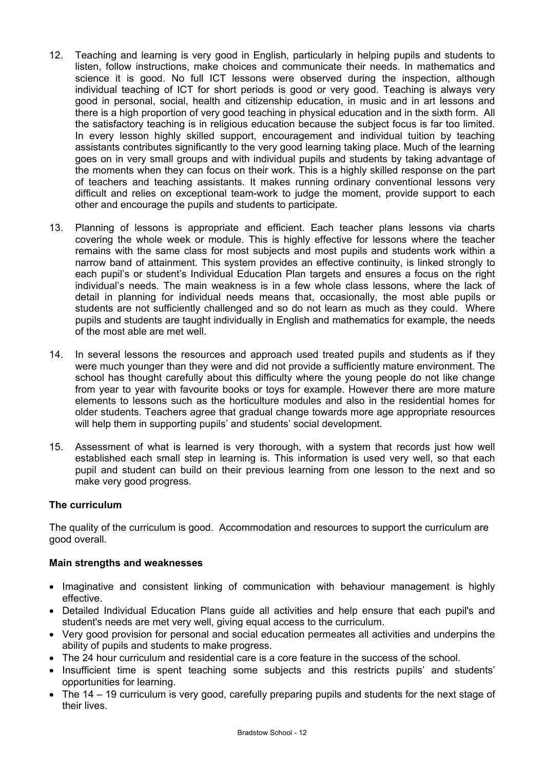12. Teaching and learning is very good in English, particularly in helping pupils and students to listen, follow instructions, make choices and communicate their needs. In mathematics and science it is good. No full ICT lessons were observed during the inspection, although individual teaching of ICT for short periods is good or very good. Teaching is always very good in personal, social, health and citizenship education, in music and in art lessons and there is a high proportion of very good teaching in physical education and in the sixth form. All the satisfactory teaching is in religious education because the subject focus is far too limited. In every lesson highly skilled support, encouragement and individual tuition by teaching assistants contributes significantly to the very good learning taking place. Much of the learning goes on in very small groups and with individual pupils and students by taking advantage of the moments when they can focus on their work. This is a highly skilled response on the part of teachers and teaching assistants. It makes running ordinary conventional lessons very difficult and relies on exceptional team-work to judge the moment, provide support to each other and encourage the pupils and students to participate.

13. Planning of lessons is appropriate and efficient. Each teacher plans lessons via charts covering the whole week or module. This is highly effective for lessons where the teacher remains with the same class for most subjects and most pupils and students work within a narrow band of attainment. This system provides an effective continuity, is linked strongly to each pupil's or student's Individual Education Plan targets and ensures a focus on the right individual's needs. The main weakness is in a few whole class lessons, where the lack of detail in planning for individual needs means that, occasionally, the most able pupils or students are not sufficiently challenged and so do not learn as much as they could. Where pupils and students are taught individually in English and mathematics for example, the needs of the most able are met well.

14. In several lessons the resources and approach used treated pupils and students as if they were much younger than they were and did not provide a sufficiently mature environment. The school has thought carefully about this difficulty where the young people do not like change from year to year with favourite books or toys for example. However there are more mature elements to lessons such as the horticulture modules and also in the residential homes for older students. Teachers agree that gradual change towards more age appropriate resources will help them in supporting pupils' and students' social development.

15. Assessment of what is learned is very thorough, with a system that records just how well established each small step in learning is. This information is used very well, so that each pupil and student can build on their previous learning from one lesson to the next and so make very good progress.

### The curriculum

The quality of the curriculum is good. Accommodation and resources to support the curriculum are good overall.

#### Main strengths and weaknesses

- Imaginative and consistent linking of communication with behaviour management is highly effective.
- Detailed Individual Education Plans guide all activities and help ensure that each pupil's and student's needs are met very well, giving equal access to the curriculum.
- Very good provision for personal and social education permeates all activities and underpins the ability of pupils and students to make progress.
- The 24 hour curriculum and residential care is a core feature in the success of the school.
- Insufficient time is spent teaching some subjects and this restricts pupils' and students' opportunities for learning.
- The 14 – 19 curriculum is very good, carefully preparing pupils and students for the next stage of their lives.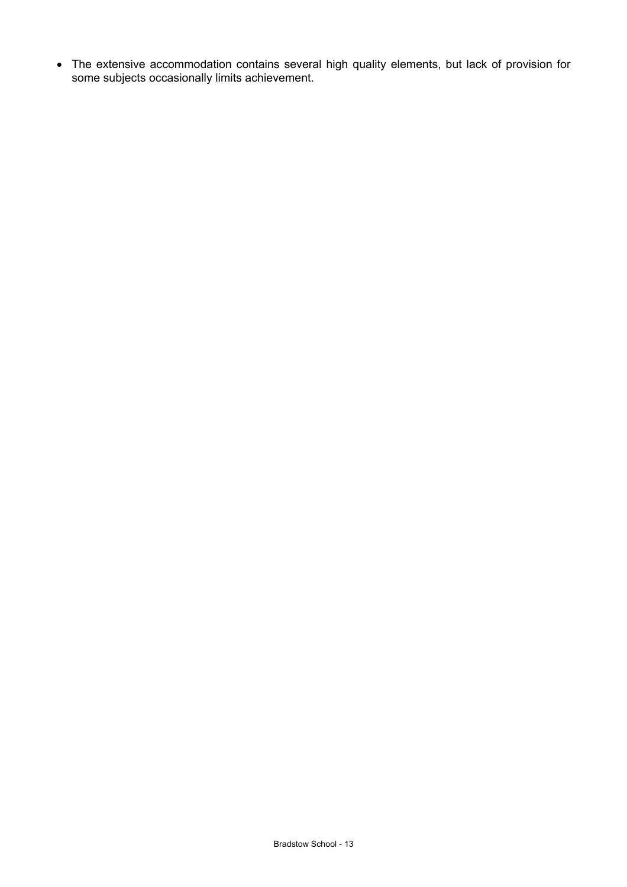- The extensive accommodation contains several high quality elements, but lack of provision for some subjects occasionally limits achievement.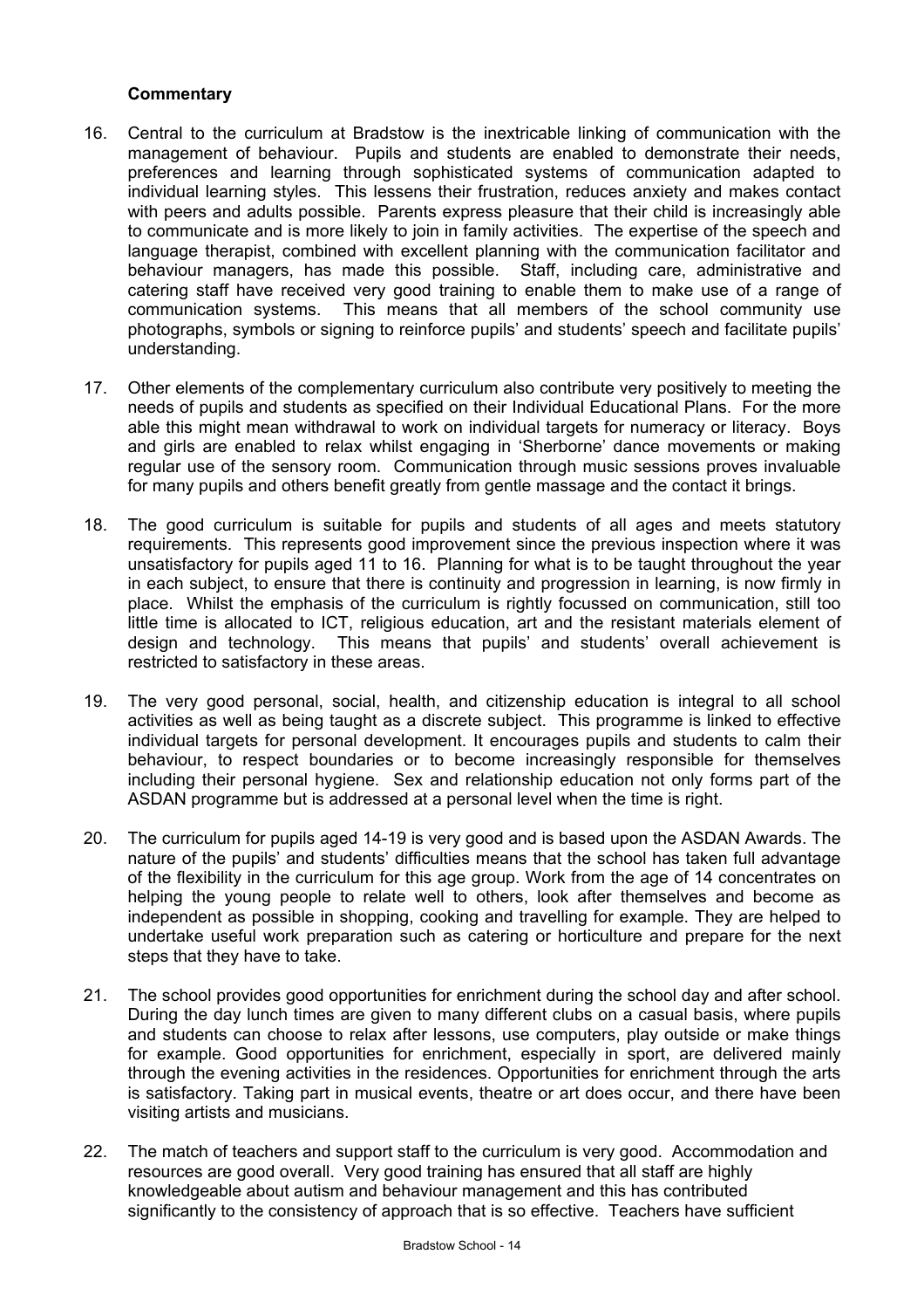**Commentary**

16. Central to the curriculum at Bradstow is the inextricable linking of communication with the management of behaviour. Pupils and students are enabled to demonstrate their needs, preferences and learning through sophisticated systems of communication adapted to individual learning styles. This lessens their frustration, reduces anxiety and makes contact with peers and adults possible. Parents express pleasure that their child is increasingly able to communicate and is more likely to join in family activities. The expertise of the speech and language therapist, combined with excellent planning with the communication facilitator and behaviour managers, has made this possible. Staff, including care, administrative and catering staff have received very good training to enable them to make use of a range of communication systems. This means that all members of the school community use photographs, symbols or signing to reinforce pupils' and students' speech and facilitate pupils' understanding.

17. Other elements of the complementary curriculum also contribute very positively to meeting the needs of pupils and students as specified on their Individual Educational Plans. For the more able this might mean withdrawal to work on individual targets for numeracy or literacy. Boys and girls are enabled to relax whilst engaging in 'Sherborne' dance movements or making regular use of the sensory room. Communication through music sessions proves invaluable for many pupils and others benefit greatly from gentle massage and the contact it brings.

18. The good curriculum is suitable for pupils and students of all ages and meets statutory requirements. This represents good improvement since the previous inspection where it was unsatisfactory for pupils aged 11 to 16. Planning for what is to be taught throughout the year in each subject, to ensure that there is continuity and progression in learning, is now firmly in place. Whilst the emphasis of the curriculum is rightly focussed on communication, still too little time is allocated to ICT, religious education, art and the resistant materials element of design and technology. This means that pupils' and students' overall achievement is restricted to satisfactory in these areas.

19. The very good personal, social, health, and citizenship education is integral to all school activities as well as being taught as a discrete subject. This programme is linked to effective individual targets for personal development. It encourages pupils and students to calm their behaviour, to respect boundaries or to become increasingly responsible for themselves including their personal hygiene. Sex and relationship education not only forms part of the ASDAN programme but is addressed at a personal level when the time is right.

20. The curriculum for pupils aged 14-19 is very good and is based upon the ASDAN Awards. The nature of the pupils' and students' difficulties means that the school has taken full advantage of the flexibility in the curriculum for this age group. Work from the age of 14 concentrates on helping the young people to relate well to others, look after themselves and become as independent as possible in shopping, cooking and travelling for example. They are helped to undertake useful work preparation such as catering or horticulture and prepare for the next steps that they have to take.

21. The school provides good opportunities for enrichment during the school day and after school. During the day lunch times are given to many different clubs on a casual basis, where pupils and students can choose to relax after lessons, use computers, play outside or make things for example. Good opportunities for enrichment, especially in sport, are delivered mainly through the evening activities in the residences. Opportunities for enrichment through the arts is satisfactory. Taking part in musical events, theatre or art does occur, and there have been visiting artists and musicians.

22. The match of teachers and support staff to the curriculum is very good. Accommodation and resources are good overall. Very good training has ensured that all staff are highly knowledgeable about autism and behaviour management and this has contributed significantly to the consistency of approach that is so effective. Teachers have sufficient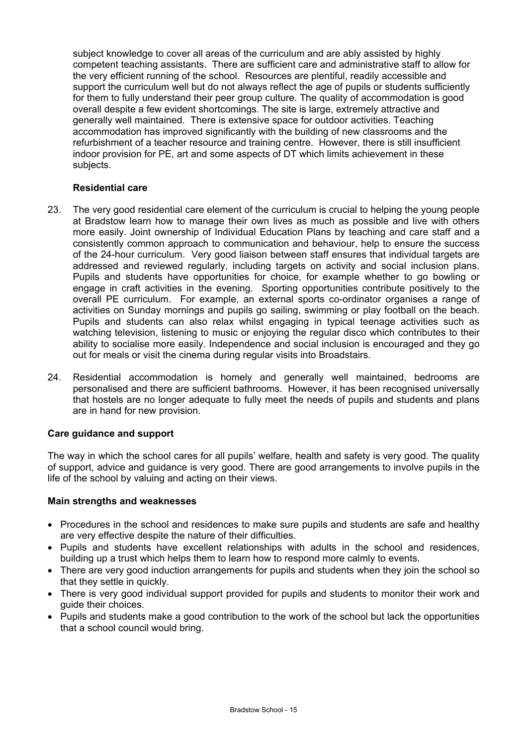subject knowledge to cover all areas of the curriculum and are ably assisted by highly competent teaching assistants. There are sufficient care and administrative staff to allow for the very efficient running of the school. Resources are plentiful, readily accessible and support the curriculum well but do not always reflect the age of pupils or students sufficiently for them to fully understand their peer group culture. The quality of accommodation is good overall despite a few evident shortcomings. The site is large, extremely attractive and generally well maintained. There is extensive space for outdoor activities. Teaching accommodation has improved significantly with the building of new classrooms and the refurbishment of a teacher resource and training centre. However, there is still insufficient indoor provision for PE, art and some aspects of DT which limits achievement in these subjects.

### Residential care

23. The very good residential care element of the curriculum is crucial to helping the young people at Bradstow learn how to manage their own lives as much as possible and live with others more easily. Joint ownership of Individual Education Plans by teaching and care staff and a consistently common approach to communication and behaviour, help to ensure the success of the 24-hour curriculum. Very good liaison between staff ensures that individual targets are addressed and reviewed regularly, including targets on activity and social inclusion plans. Pupils and students have opportunities for choice, for example whether to go bowling or engage in craft activities in the evening. Sporting opportunities contribute positively to the overall PE curriculum. For example, an external sports co-ordinator organises a range of activities on Sunday mornings and pupils go sailing, swimming or play football on the beach. Pupils and students can also relax whilst engaging in typical teenage activities such as watching television, listening to music or enjoying the regular disco which contributes to their ability to socialise more easily. Independence and social inclusion is encouraged and they go out for meals or visit the cinema during regular visits into Broadstairs.

24. Residential accommodation is homely and generally well maintained, bedrooms are personalised and there are sufficient bathrooms. However, it has been recognised universally that hostels are no longer adequate to fully meet the needs of pupils and students and plans are in hand for new provision.

## Care guidance and support

The way in which the school cares for all pupils' welfare, health and safety is very good. The quality of support, advice and guidance is very good. There are good arrangements to involve pupils in the life of the school by valuing and acting on their views.

### Main strengths and weaknesses

- Procedures in the school and residences to make sure pupils and students are safe and healthy are very effective despite the nature of their difficulties.
- Pupils and students have excellent relationships with adults in the school and residences, building up a trust which helps them to learn how to respond more calmly to events.
- There are very good induction arrangements for pupils and students when they join the school so that they settle in quickly.
- There is very good individual support provided for pupils and students to monitor their work and guide their choices.
- Pupils and students make a good contribution to the work of the school but lack the opportunities that a school council would bring.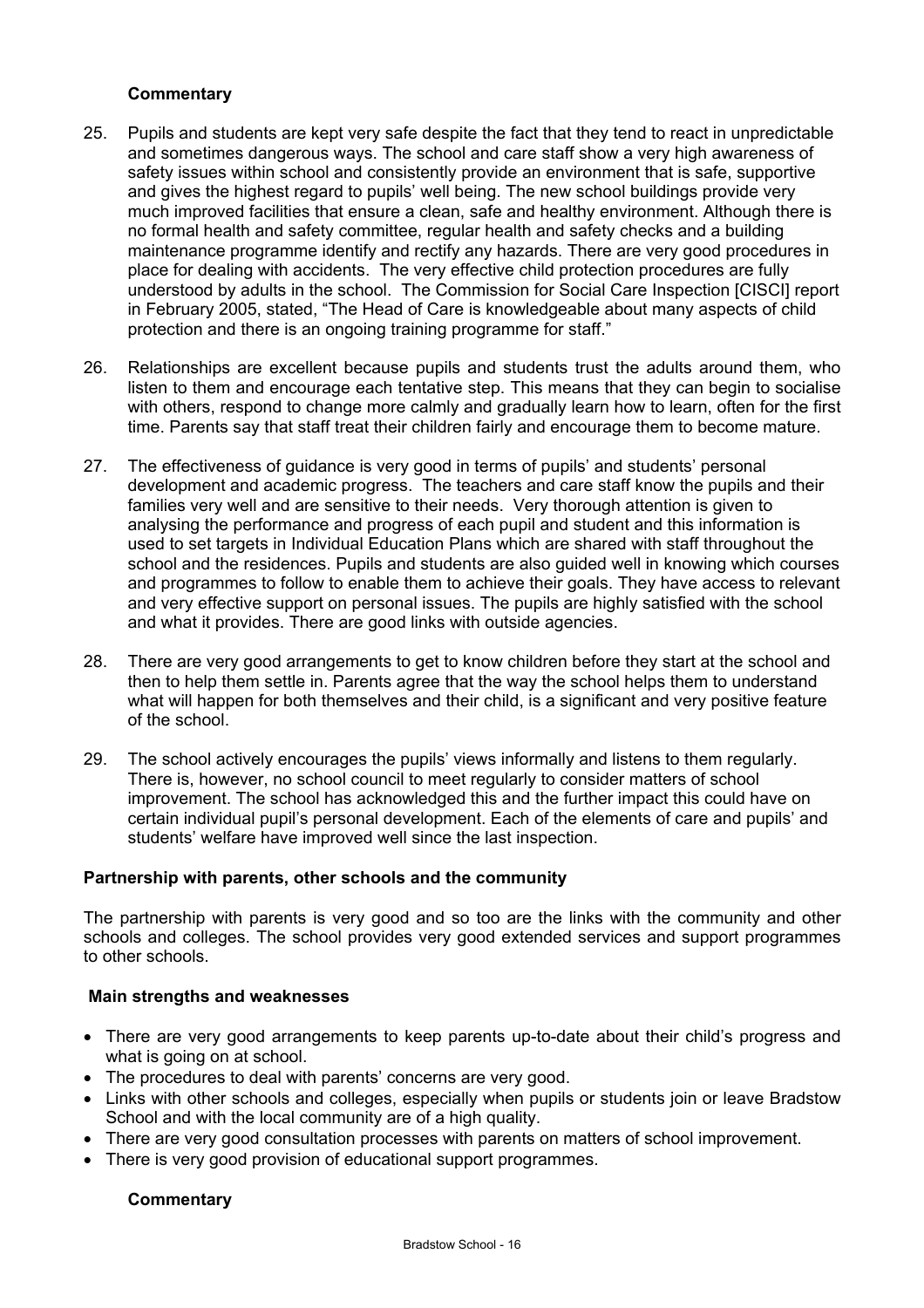**Commentary**

25. Pupils and students are kept very safe despite the fact that they tend to react in unpredictable and sometimes dangerous ways. The school and care staff show a very high awareness of safety issues within school and consistently provide an environment that is safe, supportive and gives the highest regard to pupils' well being. The new school buildings provide very much improved facilities that ensure a clean, safe and healthy environment. Although there is no formal health and safety committee, regular health and safety checks and a building maintenance programme identify and rectify any hazards. There are very good procedures in place for dealing with accidents. The very effective child protection procedures are fully understood by adults in the school. The Commission for Social Care Inspection [CISCI] report in February 2005, stated, "The Head of Care is knowledgeable about many aspects of child protection and there is an ongoing training programme for staff."

26. Relationships are excellent because pupils and students trust the adults around them, who listen to them and encourage each tentative step. This means that they can begin to socialise with others, respond to change more calmly and gradually learn how to learn, often for the first time. Parents say that staff treat their children fairly and encourage them to become mature.

27. The effectiveness of guidance is very good in terms of pupils' and students' personal development and academic progress. The teachers and care staff know the pupils and their families very well and are sensitive to their needs. Very thorough attention is given to analysing the performance and progress of each pupil and student and this information is used to set targets in Individual Education Plans which are shared with staff throughout the school and the residences. Pupils and students are also guided well in knowing which courses and programmes to follow to enable them to achieve their goals. They have access to relevant and very effective support on personal issues. The pupils are highly satisfied with the school and what it provides. There are good links with outside agencies.

28. There are very good arrangements to get to know children before they start at the school and then to help them settle in. Parents agree that the way the school helps them to understand what will happen for both themselves and their child, is a significant and very positive feature of the school.

29. The school actively encourages the pupils' views informally and listens to them regularly. There is, however, no school council to meet regularly to consider matters of school improvement. The school has acknowledged this and the further impact this could have on certain individual pupil's personal development. Each of the elements of care and pupils' and students' welfare have improved well since the last inspection.

**Partnership with parents, other schools and the community**

The partnership with parents is very good and so too are the links with the community and other schools and colleges. The school provides very good extended services and support programmes to other schools.

**Main strengths and weaknesses**

- There are very good arrangements to keep parents up-to-date about their child's progress and what is going on at school.
- The procedures to deal with parents' concerns are very good.
- Links with other schools and colleges, especially when pupils or students join or leave Bradstow School and with the local community are of a high quality.
- There are very good consultation processes with parents on matters of school improvement.
- There is very good provision of educational support programmes.

**Commentary**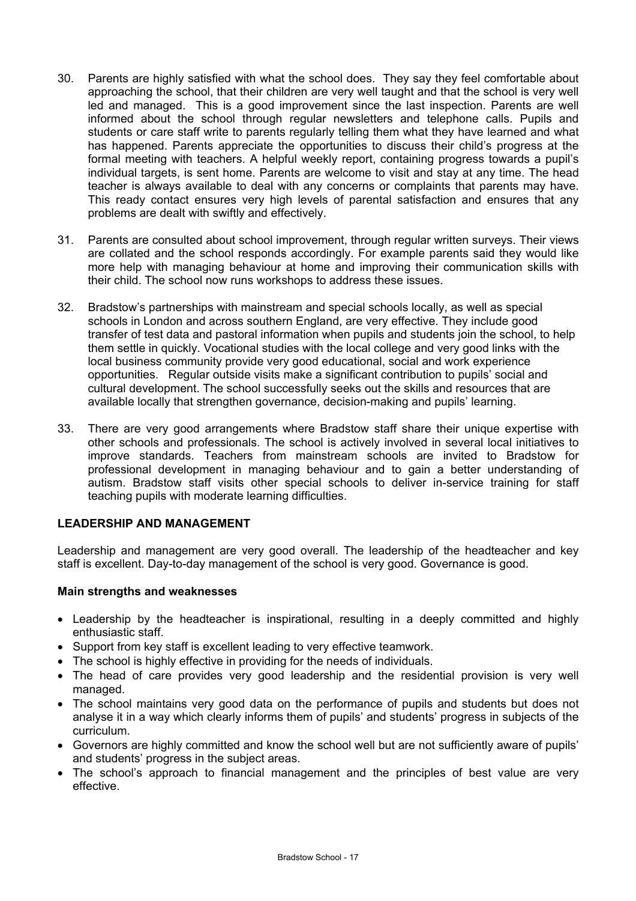30. Parents are highly satisfied with what the school does. They say they feel comfortable about approaching the school, that their children are very well taught and that the school is very well led and managed. This is a good improvement since the last inspection. Parents are well informed about the school through regular newsletters and telephone calls. Pupils and students or care staff write to parents regularly telling them what they have learned and what has happened. Parents appreciate the opportunities to discuss their child's progress at the formal meeting with teachers. A helpful weekly report, containing progress towards a pupil's individual targets, is sent home. Parents are welcome to visit and stay at any time. The head teacher is always available to deal with any concerns or complaints that parents may have. This ready contact ensures very high levels of parental satisfaction and ensures that any problems are dealt with swiftly and effectively.

31. Parents are consulted about school improvement, through regular written surveys. Their views are collated and the school responds accordingly. For example parents said they would like more help with managing behaviour at home and improving their communication skills with their child. The school now runs workshops to address these issues.

32. Bradstow's partnerships with mainstream and special schools locally, as well as special schools in London and across southern England, are very effective. They include good transfer of test data and pastoral information when pupils and students join the school, to help them settle in quickly. Vocational studies with the local college and very good links with the local business community provide very good educational, social and work experience opportunities. Regular outside visits make a significant contribution to pupils' social and cultural development. The school successfully seeks out the skills and resources that are available locally that strengthen governance, decision-making and pupils' learning.

33. There are very good arrangements where Bradstow staff share their unique expertise with other schools and professionals. The school is actively involved in several local initiatives to improve standards. Teachers from mainstream schools are invited to Bradstow for professional development in managing behaviour and to gain a better understanding of autism. Bradstow staff visits other special schools to deliver in-service training for staff teaching pupils with moderate learning difficulties.

## LEADERSHIP AND MANAGEMENT

Leadership and management are very good overall. The leadership of the headteacher and key staff is excellent. Day-to-day management of the school is very good. Governance is good.

### Main strengths and weaknesses

- Leadership by the headteacher is inspirational, resulting in a deeply committed and highly enthusiastic staff.
- Support from key staff is excellent leading to very effective teamwork.
- The school is highly effective in providing for the needs of individuals.
- The head of care provides very good leadership and the residential provision is very well managed.
- The school maintains very good data on the performance of pupils and students but does not analyse it in a way which clearly informs them of pupils' and students' progress in subjects of the curriculum.
- Governors are highly committed and know the school well but are not sufficiently aware of pupils' and students' progress in the subject areas.
- The school's approach to financial management and the principles of best value are very effective.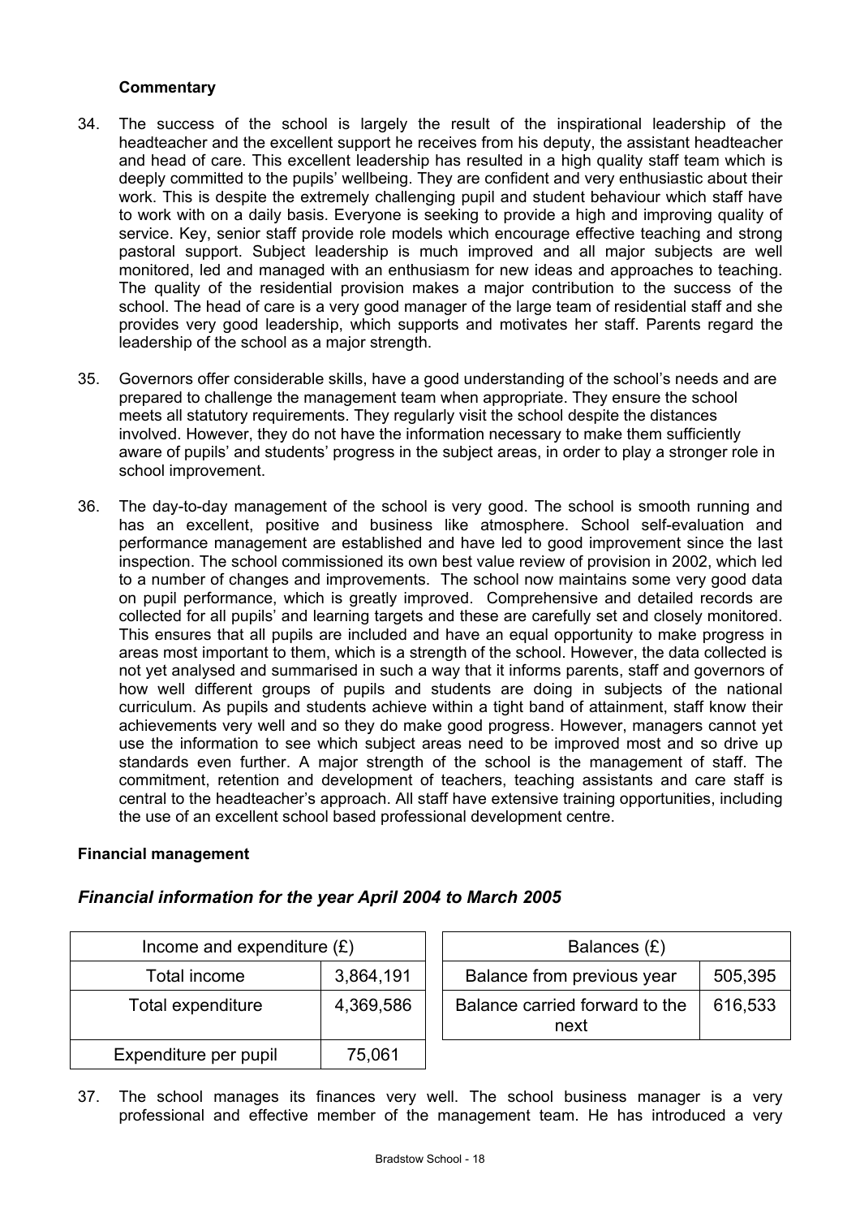**Commentary**

34. The success of the school is largely the result of the inspirational leadership of the headteacher and the excellent support he receives from his deputy, the assistant headteacher and head of care. This excellent leadership has resulted in a high quality staff team which is deeply committed to the pupils' wellbeing. They are confident and very enthusiastic about their work. This is despite the extremely challenging pupil and student behaviour which staff have to work with on a daily basis. Everyone is seeking to provide a high and improving quality of service. Key, senior staff provide role models which encourage effective teaching and strong pastoral support. Subject leadership is much improved and all major subjects are well monitored, led and managed with an enthusiasm for new ideas and approaches to teaching. The quality of the residential provision makes a major contribution to the success of the school. The head of care is a very good manager of the large team of residential staff and she provides very good leadership, which supports and motivates her staff. Parents regard the leadership of the school as a major strength.

35. Governors offer considerable skills, have a good understanding of the school's needs and are prepared to challenge the management team when appropriate. They ensure the school meets all statutory requirements. They regularly visit the school despite the distances involved. However, they do not have the information necessary to make them sufficiently aware of pupils' and students' progress in the subject areas, in order to play a stronger role in school improvement.

36. The day-to-day management of the school is very good. The school is smooth running and has an excellent, positive and business like atmosphere. School self-evaluation and performance management are established and have led to good improvement since the last inspection. The school commissioned its own best value review of provision in 2002, which led to a number of changes and improvements. The school now maintains some very good data on pupil performance, which is greatly improved. Comprehensive and detailed records are collected for all pupils' and learning targets and these are carefully set and closely monitored. This ensures that all pupils are included and have an equal opportunity to make progress in areas most important to them, which is a strength of the school. However, the data collected is not yet analysed and summarised in such a way that it informs parents, staff and governors of how well different groups of pupils and students are doing in subjects of the national curriculum. As pupils and students achieve within a tight band of attainment, staff know their achievements very well and so they do make good progress. However, managers cannot yet use the information to see which subject areas need to be improved most and so drive up standards even further. A major strength of the school is the management of staff. The commitment, retention and development of teachers, teaching assistants and care staff is central to the headteacher's approach. All staff have extensive training opportunities, including the use of an excellent school based professional development centre.

**Financial management**

### *Financial information for the year April 2004 to March 2005*

| Income and expenditure (£) | |
|---|---|
| Total income | 3,864,191 |
| Total expenditure | 4,369,586 |
| Expenditure per pupil | 75,061 |

| Balances (£) | |
|---|---|
| Balance from previous year | 505,395 |
| Balance carried forward to the next | 616,533 |

37. The school manages its finances very well. The school business manager is a very professional and effective member of the management team. He has introduced a very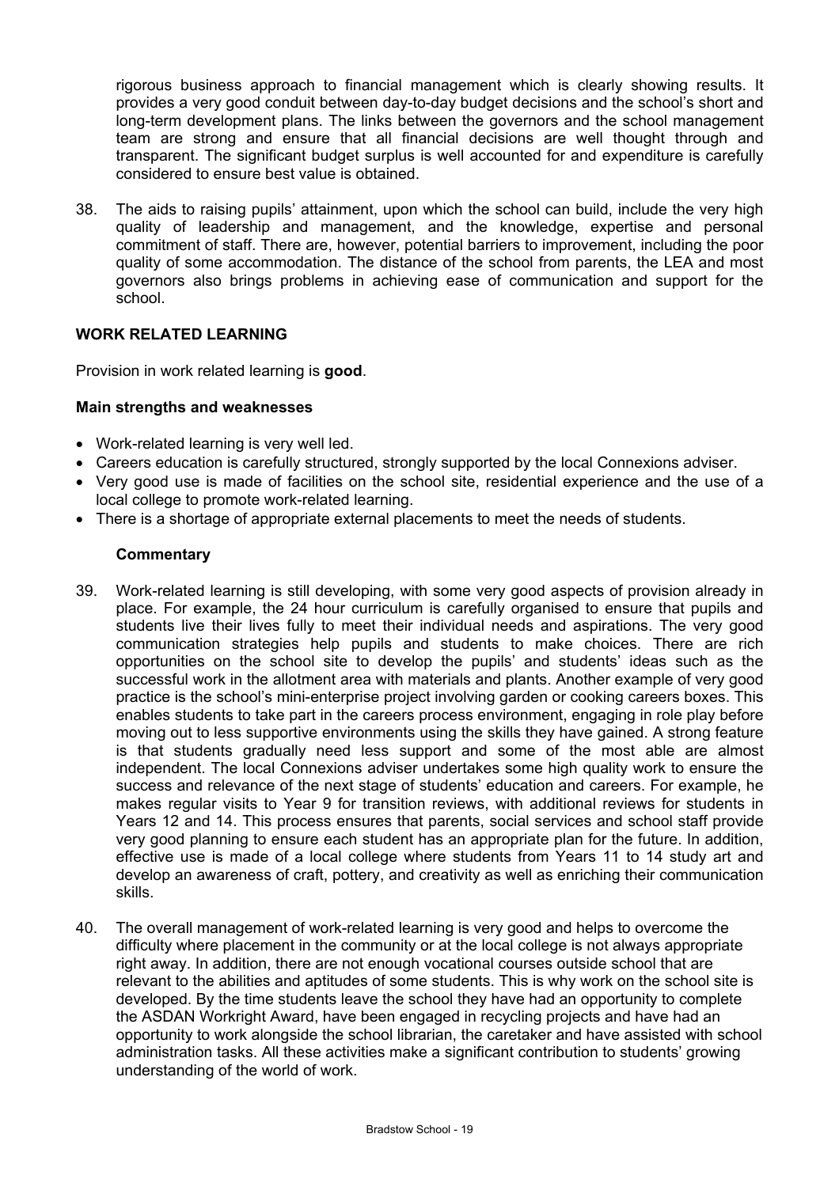rigorous business approach to financial management which is clearly showing results. It provides a very good conduit between day-to-day budget decisions and the school's short and long-term development plans. The links between the governors and the school management team are strong and ensure that all financial decisions are well thought through and transparent. The significant budget surplus is well accounted for and expenditure is carefully considered to ensure best value is obtained.

38. The aids to raising pupils' attainment, upon which the school can build, include the very high quality of leadership and management, and the knowledge, expertise and personal commitment of staff. There are, however, potential barriers to improvement, including the poor quality of some accommodation. The distance of the school from parents, the LEA and most governors also brings problems in achieving ease of communication and support for the school.

## WORK RELATED LEARNING

Provision in work related learning is **good**.

### Main strengths and weaknesses

- Work-related learning is very well led.
- Careers education is carefully structured, strongly supported by the local Connexions adviser.
- Very good use is made of facilities on the school site, residential experience and the use of a local college to promote work-related learning.
- There is a shortage of appropriate external placements to meet the needs of students.

### Commentary

39. Work-related learning is still developing, with some very good aspects of provision already in place. For example, the 24 hour curriculum is carefully organised to ensure that pupils and students live their lives fully to meet their individual needs and aspirations. The very good communication strategies help pupils and students to make choices. There are rich opportunities on the school site to develop the pupils' and students' ideas such as the successful work in the allotment area with materials and plants. Another example of very good practice is the school's mini-enterprise project involving garden or cooking careers boxes. This enables students to take part in the careers process environment, engaging in role play before moving out to less supportive environments using the skills they have gained. A strong feature is that students gradually need less support and some of the most able are almost independent. The local Connexions adviser undertakes some high quality work to ensure the success and relevance of the next stage of students' education and careers. For example, he makes regular visits to Year 9 for transition reviews, with additional reviews for students in Years 12 and 14. This process ensures that parents, social services and school staff provide very good planning to ensure each student has an appropriate plan for the future. In addition, effective use is made of a local college where students from Years 11 to 14 study art and develop an awareness of craft, pottery, and creativity as well as enriching their communication skills.

40. The overall management of work-related learning is very good and helps to overcome the difficulty where placement in the community or at the local college is not always appropriate right away. In addition, there are not enough vocational courses outside school that are relevant to the abilities and aptitudes of some students. This is why work on the school site is developed. By the time students leave the school they have had an opportunity to complete the ASDAN Workright Award, have been engaged in recycling projects and have had an opportunity to work alongside the school librarian, the caretaker and have assisted with school administration tasks. All these activities make a significant contribution to students' growing understanding of the world of work.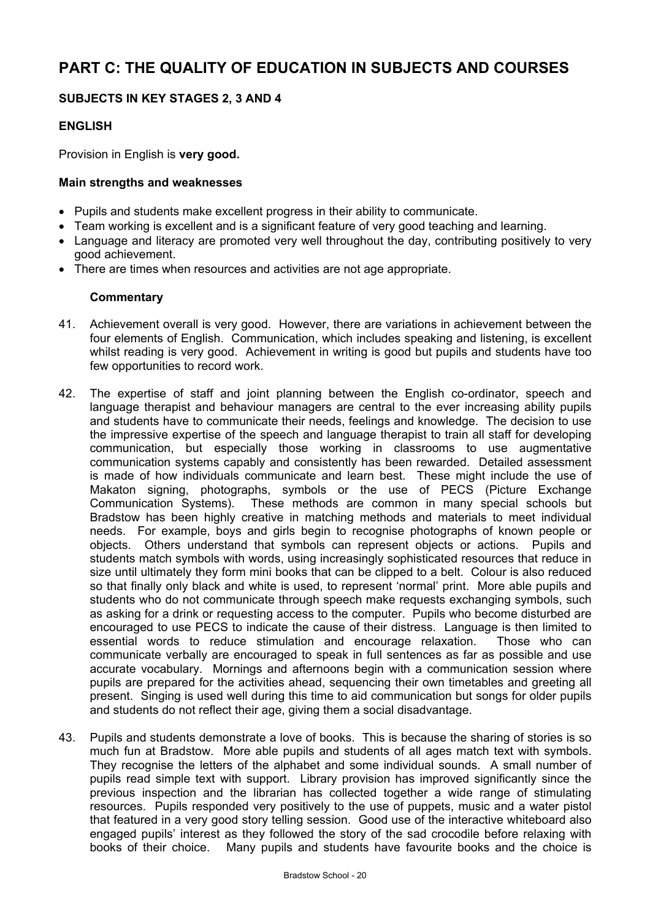# PART C: THE QUALITY OF EDUCATION IN SUBJECTS AND COURSES

## SUBJECTS IN KEY STAGES 2, 3 AND 4

### ENGLISH

Provision in English is **very good.**

#### Main strengths and weaknesses

- Pupils and students make excellent progress in their ability to communicate.
- Team working is excellent and is a significant feature of very good teaching and learning.
- Language and literacy are promoted very well throughout the day, contributing positively to very good achievement.
- There are times when resources and activities are not age appropriate.

#### Commentary

41. Achievement overall is very good. However, there are variations in achievement between the four elements of English. Communication, which includes speaking and listening, is excellent whilst reading is very good. Achievement in writing is good but pupils and students have too few opportunities to record work.

42. The expertise of staff and joint planning between the English co-ordinator, speech and language therapist and behaviour managers are central to the ever increasing ability pupils and students have to communicate their needs, feelings and knowledge. The decision to use the impressive expertise of the speech and language therapist to train all staff for developing communication, but especially those working in classrooms to use augmentative communication systems capably and consistently has been rewarded. Detailed assessment is made of how individuals communicate and learn best. These might include the use of Makaton signing, photographs, symbols or the use of PECS (Picture Exchange Communication Systems). These methods are common in many special schools but Bradstow has been highly creative in matching methods and materials to meet individual needs. For example, boys and girls begin to recognise photographs of known people or objects. Others understand that symbols can represent objects or actions. Pupils and students match symbols with words, using increasingly sophisticated resources that reduce in size until ultimately they form mini books that can be clipped to a belt. Colour is also reduced so that finally only black and white is used, to represent 'normal' print. More able pupils and students who do not communicate through speech make requests exchanging symbols, such as asking for a drink or requesting access to the computer. Pupils who become disturbed are encouraged to use PECS to indicate the cause of their distress. Language is then limited to essential words to reduce stimulation and encourage relaxation. Those who can communicate verbally are encouraged to speak in full sentences as far as possible and use accurate vocabulary. Mornings and afternoons begin with a communication session where pupils are prepared for the activities ahead, sequencing their own timetables and greeting all present. Singing is used well during this time to aid communication but songs for older pupils and students do not reflect their age, giving them a social disadvantage.

43. Pupils and students demonstrate a love of books. This is because the sharing of stories is so much fun at Bradstow. More able pupils and students of all ages match text with symbols. They recognise the letters of the alphabet and some individual sounds. A small number of pupils read simple text with support. Library provision has improved significantly since the previous inspection and the librarian has collected together a wide range of stimulating resources. Pupils responded very positively to the use of puppets, music and a water pistol that featured in a very good story telling session. Good use of the interactive whiteboard also engaged pupils' interest as they followed the story of the sad crocodile before relaxing with books of their choice. Many pupils and students have favourite books and the choice is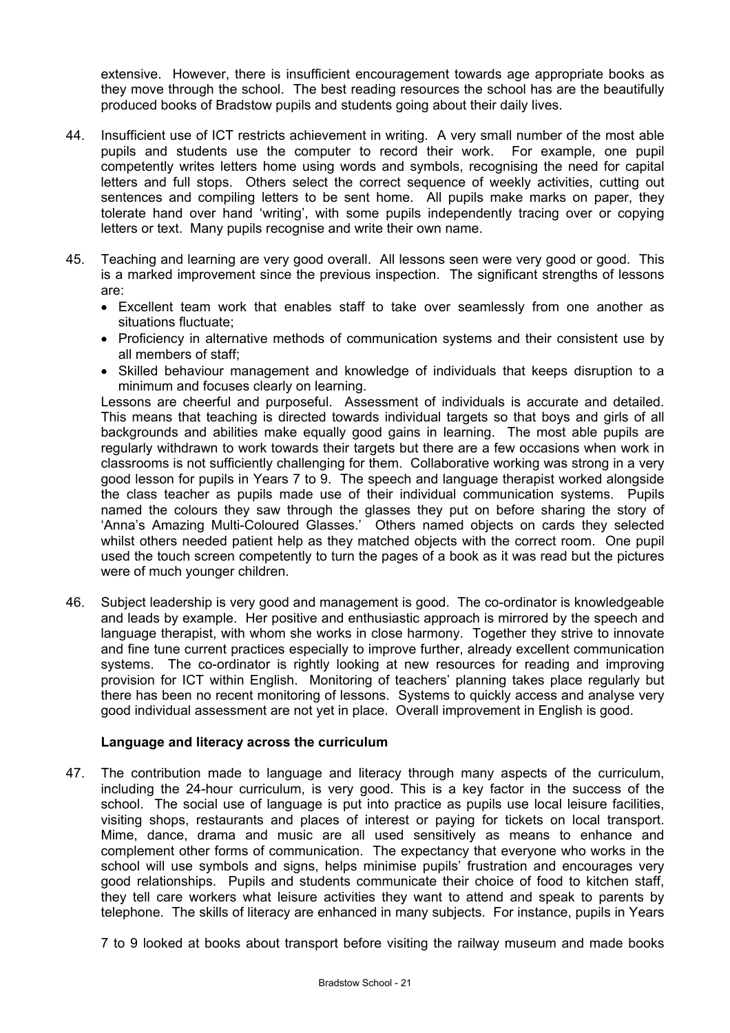extensive. However, there is insufficient encouragement towards age appropriate books as they move through the school. The best reading resources the school has are the beautifully produced books of Bradstow pupils and students going about their daily lives.

44. Insufficient use of ICT restricts achievement in writing. A very small number of the most able pupils and students use the computer to record their work. For example, one pupil competently writes letters home using words and symbols, recognising the need for capital letters and full stops. Others select the correct sequence of weekly activities, cutting out sentences and compiling letters to be sent home. All pupils make marks on paper, they tolerate hand over hand 'writing', with some pupils independently tracing over or copying letters or text. Many pupils recognise and write their own name.

45. Teaching and learning are very good overall. All lessons seen were very good or good. This is a marked improvement since the previous inspection. The significant strengths of lessons are:
    - Excellent team work that enables staff to take over seamlessly from one another as situations fluctuate;
    - Proficiency in alternative methods of communication systems and their consistent use by all members of staff;
    - Skilled behaviour management and knowledge of individuals that keeps disruption to a minimum and focuses clearly on learning.

    Lessons are cheerful and purposeful. Assessment of individuals is accurate and detailed. This means that teaching is directed towards individual targets so that boys and girls of all backgrounds and abilities make equally good gains in learning. The most able pupils are regularly withdrawn to work towards their targets but there are a few occasions when work in classrooms is not sufficiently challenging for them. Collaborative working was strong in a very good lesson for pupils in Years 7 to 9. The speech and language therapist worked alongside the class teacher as pupils made use of their individual communication systems. Pupils named the colours they saw through the glasses they put on before sharing the story of 'Anna's Amazing Multi-Coloured Glasses.' Others named objects on cards they selected whilst others needed patient help as they matched objects with the correct room. One pupil used the touch screen competently to turn the pages of a book as it was read but the pictures were of much younger children.

46. Subject leadership is very good and management is good. The co-ordinator is knowledgeable and leads by example. Her positive and enthusiastic approach is mirrored by the speech and language therapist, with whom she works in close harmony. Together they strive to innovate and fine tune current practices especially to improve further, already excellent communication systems. The co-ordinator is rightly looking at new resources for reading and improving provision for ICT within English. Monitoring of teachers' planning takes place regularly but there has been no recent monitoring of lessons. Systems to quickly access and analyse very good individual assessment are not yet in place. Overall improvement in English is good.

### Language and literacy across the curriculum

47. The contribution made to language and literacy through many aspects of the curriculum, including the 24-hour curriculum, is very good. This is a key factor in the success of the school. The social use of language is put into practice as pupils use local leisure facilities, visiting shops, restaurants and places of interest or paying for tickets on local transport. Mime, dance, drama and music are all used sensitively as means to enhance and complement other forms of communication. The expectancy that everyone who works in the school will use symbols and signs, helps minimise pupils' frustration and encourages very good relationships. Pupils and students communicate their choice of food to kitchen staff, they tell care workers what leisure activities they want to attend and speak to parents by telephone. The skills of literacy are enhanced in many subjects. For instance, pupils in Years 7 to 9 looked at books about transport before visiting the railway museum and made books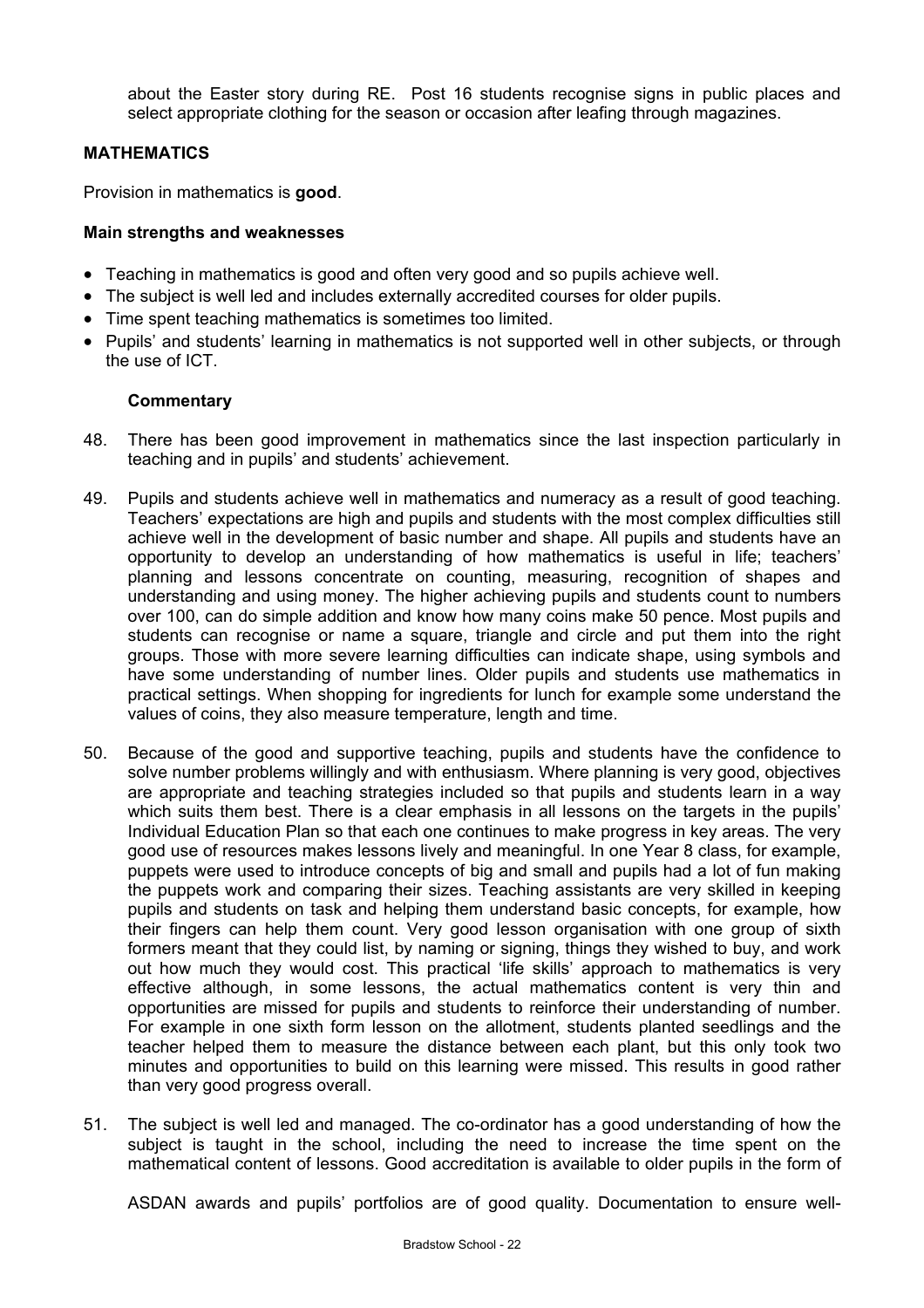about the Easter story during RE. Post 16 students recognise signs in public places and select appropriate clothing for the season or occasion after leafing through magazines.

## MATHEMATICS

Provision in mathematics is **good**.

### Main strengths and weaknesses

- Teaching in mathematics is good and often very good and so pupils achieve well.
- The subject is well led and includes externally accredited courses for older pupils.
- Time spent teaching mathematics is sometimes too limited.
- Pupils' and students' learning in mathematics is not supported well in other subjects, or through the use of ICT.

#### Commentary

48. There has been good improvement in mathematics since the last inspection particularly in teaching and in pupils' and students' achievement.

49. Pupils and students achieve well in mathematics and numeracy as a result of good teaching. Teachers' expectations are high and pupils and students with the most complex difficulties still achieve well in the development of basic number and shape. All pupils and students have an opportunity to develop an understanding of how mathematics is useful in life; teachers' planning and lessons concentrate on counting, measuring, recognition of shapes and understanding and using money. The higher achieving pupils and students count to numbers over 100, can do simple addition and know how many coins make 50 pence. Most pupils and students can recognise or name a square, triangle and circle and put them into the right groups. Those with more severe learning difficulties can indicate shape, using symbols and have some understanding of number lines. Older pupils and students use mathematics in practical settings. When shopping for ingredients for lunch for example some understand the values of coins, they also measure temperature, length and time.

50. Because of the good and supportive teaching, pupils and students have the confidence to solve number problems willingly and with enthusiasm. Where planning is very good, objectives are appropriate and teaching strategies included so that pupils and students learn in a way which suits them best. There is a clear emphasis in all lessons on the targets in the pupils' Individual Education Plan so that each one continues to make progress in key areas. The very good use of resources makes lessons lively and meaningful. In one Year 8 class, for example, puppets were used to introduce concepts of big and small and pupils had a lot of fun making the puppets work and comparing their sizes. Teaching assistants are very skilled in keeping pupils and students on task and helping them understand basic concepts, for example, how their fingers can help them count. Very good lesson organisation with one group of sixth formers meant that they could list, by naming or signing, things they wished to buy, and work out how much they would cost. This practical 'life skills' approach to mathematics is very effective although, in some lessons, the actual mathematics content is very thin and opportunities are missed for pupils and students to reinforce their understanding of number. For example in one sixth form lesson on the allotment, students planted seedlings and the teacher helped them to measure the distance between each plant, but this only took two minutes and opportunities to build on this learning were missed. This results in good rather than very good progress overall.

51. The subject is well led and managed. The co-ordinator has a good understanding of how the subject is taught in the school, including the need to increase the time spent on the mathematical content of lessons. Good accreditation is available to older pupils in the form of ASDAN awards and pupils' portfolios are of good quality. Documentation to ensure well-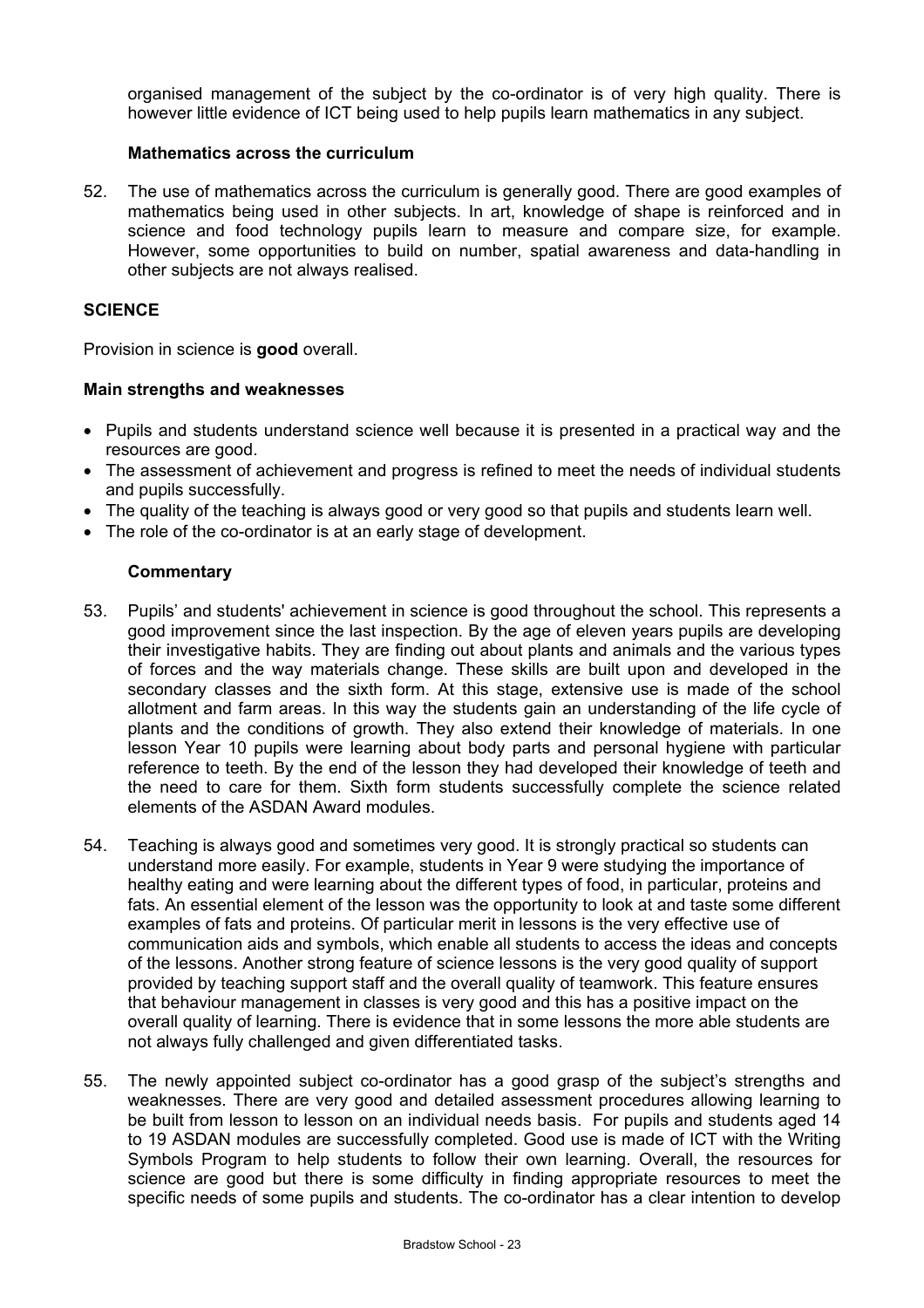organised management of the subject by the co-ordinator is of very high quality. There is however little evidence of ICT being used to help pupils learn mathematics in any subject.

### Mathematics across the curriculum

52. The use of mathematics across the curriculum is generally good. There are good examples of mathematics being used in other subjects. In art, knowledge of shape is reinforced and in science and food technology pupils learn to measure and compare size, for example. However, some opportunities to build on number, spatial awareness and data-handling in other subjects are not always realised.

## SCIENCE

Provision in science is **good** overall.

### Main strengths and weaknesses

- Pupils and students understand science well because it is presented in a practical way and the resources are good.
- The assessment of achievement and progress is refined to meet the needs of individual students and pupils successfully.
- The quality of the teaching is always good or very good so that pupils and students learn well.
- The role of the co-ordinator is at an early stage of development.

### Commentary

53. Pupils' and students' achievement in science is good throughout the school. This represents a good improvement since the last inspection. By the age of eleven years pupils are developing their investigative habits. They are finding out about plants and animals and the various types of forces and the way materials change. These skills are built upon and developed in the secondary classes and the sixth form. At this stage, extensive use is made of the school allotment and farm areas. In this way the students gain an understanding of the life cycle of plants and the conditions of growth. They also extend their knowledge of materials. In one lesson Year 10 pupils were learning about body parts and personal hygiene with particular reference to teeth. By the end of the lesson they had developed their knowledge of teeth and the need to care for them. Sixth form students successfully complete the science related elements of the ASDAN Award modules.

54. Teaching is always good and sometimes very good. It is strongly practical so students can understand more easily. For example, students in Year 9 were studying the importance of healthy eating and were learning about the different types of food, in particular, proteins and fats. An essential element of the lesson was the opportunity to look at and taste some different examples of fats and proteins. Of particular merit in lessons is the very effective use of communication aids and symbols, which enable all students to access the ideas and concepts of the lessons. Another strong feature of science lessons is the very good quality of support provided by teaching support staff and the overall quality of teamwork. This feature ensures that behaviour management in classes is very good and this has a positive impact on the overall quality of learning. There is evidence that in some lessons the more able students are not always fully challenged and given differentiated tasks.

55. The newly appointed subject co-ordinator has a good grasp of the subject's strengths and weaknesses. There are very good and detailed assessment procedures allowing learning to be built from lesson to lesson on an individual needs basis. For pupils and students aged 14 to 19 ASDAN modules are successfully completed. Good use is made of ICT with the Writing Symbols Program to help students to follow their own learning. Overall, the resources for science are good but there is some difficulty in finding appropriate resources to meet the specific needs of some pupils and students. The co-ordinator has a clear intention to develop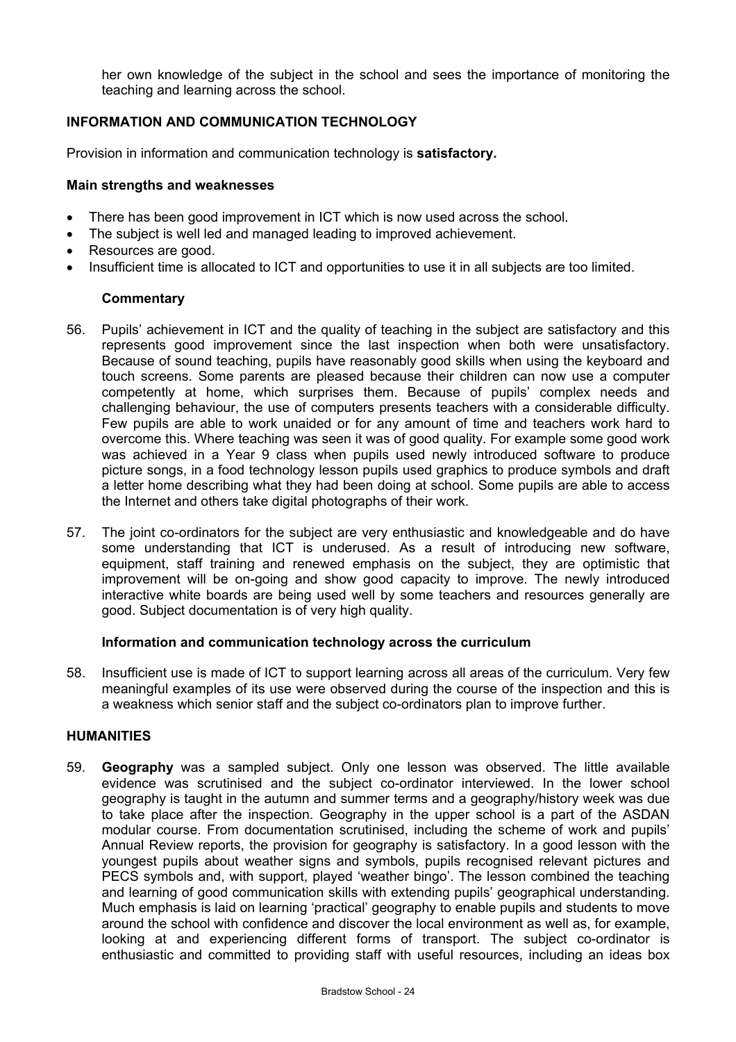her own knowledge of the subject in the school and sees the importance of monitoring the teaching and learning across the school.

### INFORMATION AND COMMUNICATION TECHNOLOGY

Provision in information and communication technology is **satisfactory.**

#### Main strengths and weaknesses

- There has been good improvement in ICT which is now used across the school.
- The subject is well led and managed leading to improved achievement.
- Resources are good.
- Insufficient time is allocated to ICT and opportunities to use it in all subjects are too limited.

#### Commentary

56. Pupils' achievement in ICT and the quality of teaching in the subject are satisfactory and this represents good improvement since the last inspection when both were unsatisfactory. Because of sound teaching, pupils have reasonably good skills when using the keyboard and touch screens. Some parents are pleased because their children can now use a computer competently at home, which surprises them. Because of pupils' complex needs and challenging behaviour, the use of computers presents teachers with a considerable difficulty. Few pupils are able to work unaided or for any amount of time and teachers work hard to overcome this. Where teaching was seen it was of good quality. For example some good work was achieved in a Year 9 class when pupils used newly introduced software to produce picture songs, in a food technology lesson pupils used graphics to produce symbols and draft a letter home describing what they had been doing at school. Some pupils are able to access the Internet and others take digital photographs of their work.

57. The joint co-ordinators for the subject are very enthusiastic and knowledgeable and do have some understanding that ICT is underused. As a result of introducing new software, equipment, staff training and renewed emphasis on the subject, they are optimistic that improvement will be on-going and show good capacity to improve. The newly introduced interactive white boards are being used well by some teachers and resources generally are good. Subject documentation is of very high quality.

#### Information and communication technology across the curriculum

58. Insufficient use is made of ICT to support learning across all areas of the curriculum. Very few meaningful examples of its use were observed during the course of the inspection and this is a weakness which senior staff and the subject co-ordinators plan to improve further.

### HUMANITIES

59. **Geography** was a sampled subject. Only one lesson was observed. The little available evidence was scrutinised and the subject co-ordinator interviewed. In the lower school geography is taught in the autumn and summer terms and a geography/history week was due to take place after the inspection. Geography in the upper school is a part of the ASDAN modular course. From documentation scrutinised, including the scheme of work and pupils' Annual Review reports, the provision for geography is satisfactory. In a good lesson with the youngest pupils about weather signs and symbols, pupils recognised relevant pictures and PECS symbols and, with support, played 'weather bingo'. The lesson combined the teaching and learning of good communication skills with extending pupils' geographical understanding. Much emphasis is laid on learning 'practical' geography to enable pupils and students to move around the school with confidence and discover the local environment as well as, for example, looking at and experiencing different forms of transport. The subject co-ordinator is enthusiastic and committed to providing staff with useful resources, including an ideas box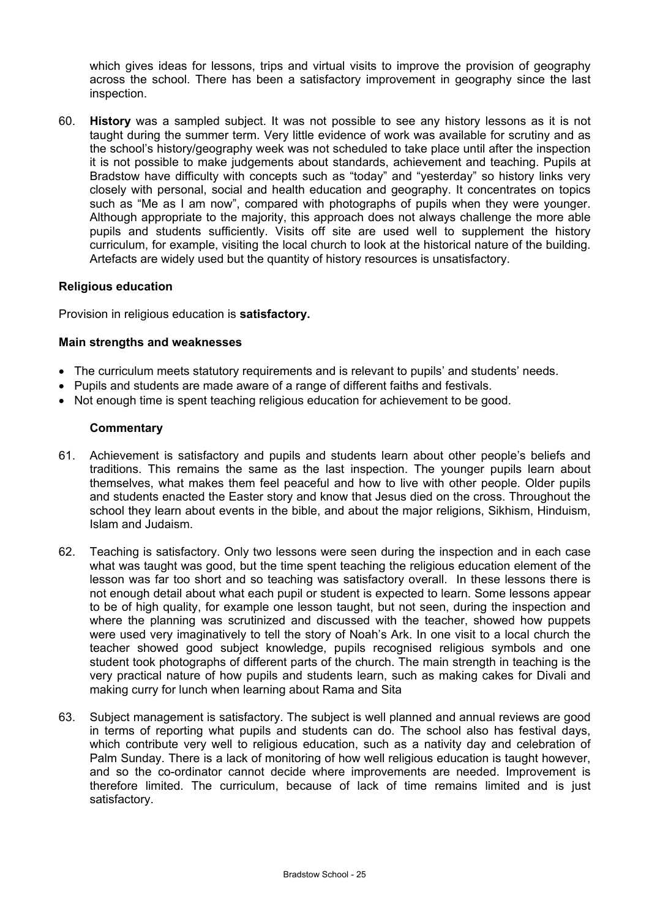which gives ideas for lessons, trips and virtual visits to improve the provision of geography across the school. There has been a satisfactory improvement in geography since the last inspection.

60. **History** was a sampled subject. It was not possible to see any history lessons as it is not taught during the summer term. Very little evidence of work was available for scrutiny and as the school's history/geography week was not scheduled to take place until after the inspection it is not possible to make judgements about standards, achievement and teaching. Pupils at Bradstow have difficulty with concepts such as "today" and "yesterday" so history links very closely with personal, social and health education and geography. It concentrates on topics such as "Me as I am now", compared with photographs of pupils when they were younger. Although appropriate to the majority, this approach does not always challenge the more able pupils and students sufficiently. Visits off site are used well to supplement the history curriculum, for example, visiting the local church to look at the historical nature of the building. Artefacts are widely used but the quantity of history resources is unsatisfactory.

### Religious education

Provision in religious education is **satisfactory.**

#### Main strengths and weaknesses

- The curriculum meets statutory requirements and is relevant to pupils' and students' needs.
- Pupils and students are made aware of a range of different faiths and festivals.
- Not enough time is spent teaching religious education for achievement to be good.

#### Commentary

61. Achievement is satisfactory and pupils and students learn about other people's beliefs and traditions. This remains the same as the last inspection. The younger pupils learn about themselves, what makes them feel peaceful and how to live with other people. Older pupils and students enacted the Easter story and know that Jesus died on the cross. Throughout the school they learn about events in the bible, and about the major religions, Sikhism, Hinduism, Islam and Judaism.

62. Teaching is satisfactory. Only two lessons were seen during the inspection and in each case what was taught was good, but the time spent teaching the religious education element of the lesson was far too short and so teaching was satisfactory overall. In these lessons there is not enough detail about what each pupil or student is expected to learn. Some lessons appear to be of high quality, for example one lesson taught, but not seen, during the inspection and where the planning was scrutinized and discussed with the teacher, showed how puppets were used very imaginatively to tell the story of Noah's Ark. In one visit to a local church the teacher showed good subject knowledge, pupils recognised religious symbols and one student took photographs of different parts of the church. The main strength in teaching is the very practical nature of how pupils and students learn, such as making cakes for Divali and making curry for lunch when learning about Rama and Sita

63. Subject management is satisfactory. The subject is well planned and annual reviews are good in terms of reporting what pupils and students can do. The school also has festival days, which contribute very well to religious education, such as a nativity day and celebration of Palm Sunday. There is a lack of monitoring of how well religious education is taught however, and so the co-ordinator cannot decide where improvements are needed. Improvement is therefore limited. The curriculum, because of lack of time remains limited and is just satisfactory.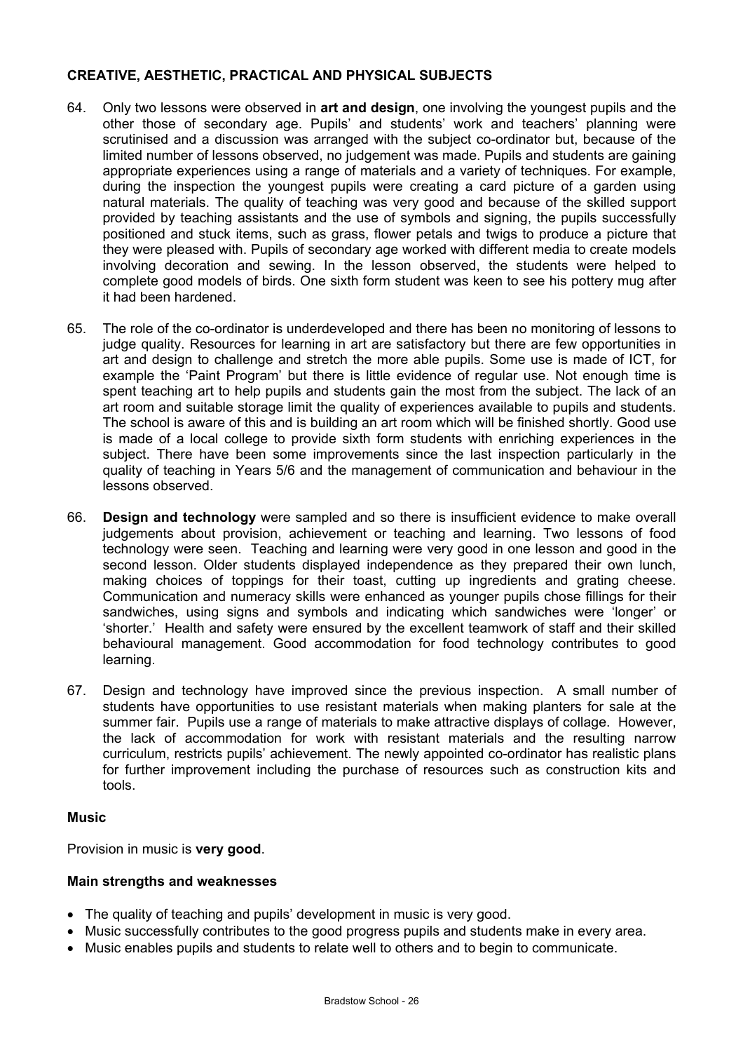## CREATIVE, AESTHETIC, PRACTICAL AND PHYSICAL SUBJECTS

64. Only two lessons were observed in **art and design**, one involving the youngest pupils and the other those of secondary age. Pupils' and students' work and teachers' planning were scrutinised and a discussion was arranged with the subject co-ordinator but, because of the limited number of lessons observed, no judgement was made. Pupils and students are gaining appropriate experiences using a range of materials and a variety of techniques. For example, during the inspection the youngest pupils were creating a card picture of a garden using natural materials. The quality of teaching was very good and because of the skilled support provided by teaching assistants and the use of symbols and signing, the pupils successfully positioned and stuck items, such as grass, flower petals and twigs to produce a picture that they were pleased with. Pupils of secondary age worked with different media to create models involving decoration and sewing. In the lesson observed, the students were helped to complete good models of birds. One sixth form student was keen to see his pottery mug after it had been hardened.

65. The role of the co-ordinator is underdeveloped and there has been no monitoring of lessons to judge quality. Resources for learning in art are satisfactory but there are few opportunities in art and design to challenge and stretch the more able pupils. Some use is made of ICT, for example the 'Paint Program' but there is little evidence of regular use. Not enough time is spent teaching art to help pupils and students gain the most from the subject. The lack of an art room and suitable storage limit the quality of experiences available to pupils and students. The school is aware of this and is building an art room which will be finished shortly. Good use is made of a local college to provide sixth form students with enriching experiences in the subject. There have been some improvements since the last inspection particularly in the quality of teaching in Years 5/6 and the management of communication and behaviour in the lessons observed.

66. **Design and technology** were sampled and so there is insufficient evidence to make overall judgements about provision, achievement or teaching and learning. Two lessons of food technology were seen. Teaching and learning were very good in one lesson and good in the second lesson. Older students displayed independence as they prepared their own lunch, making choices of toppings for their toast, cutting up ingredients and grating cheese. Communication and numeracy skills were enhanced as younger pupils chose fillings for their sandwiches, using signs and symbols and indicating which sandwiches were 'longer' or 'shorter.' Health and safety were ensured by the excellent teamwork of staff and their skilled behavioural management. Good accommodation for food technology contributes to good learning.

67. Design and technology have improved since the previous inspection. A small number of students have opportunities to use resistant materials when making planters for sale at the summer fair. Pupils use a range of materials to make attractive displays of collage. However, the lack of accommodation for work with resistant materials and the resulting narrow curriculum, restricts pupils' achievement. The newly appointed co-ordinator has realistic plans for further improvement including the purchase of resources such as construction kits and tools.

### Music

Provision in music is **very good**.

#### Main strengths and weaknesses

- The quality of teaching and pupils' development in music is very good.
- Music successfully contributes to the good progress pupils and students make in every area.
- Music enables pupils and students to relate well to others and to begin to communicate.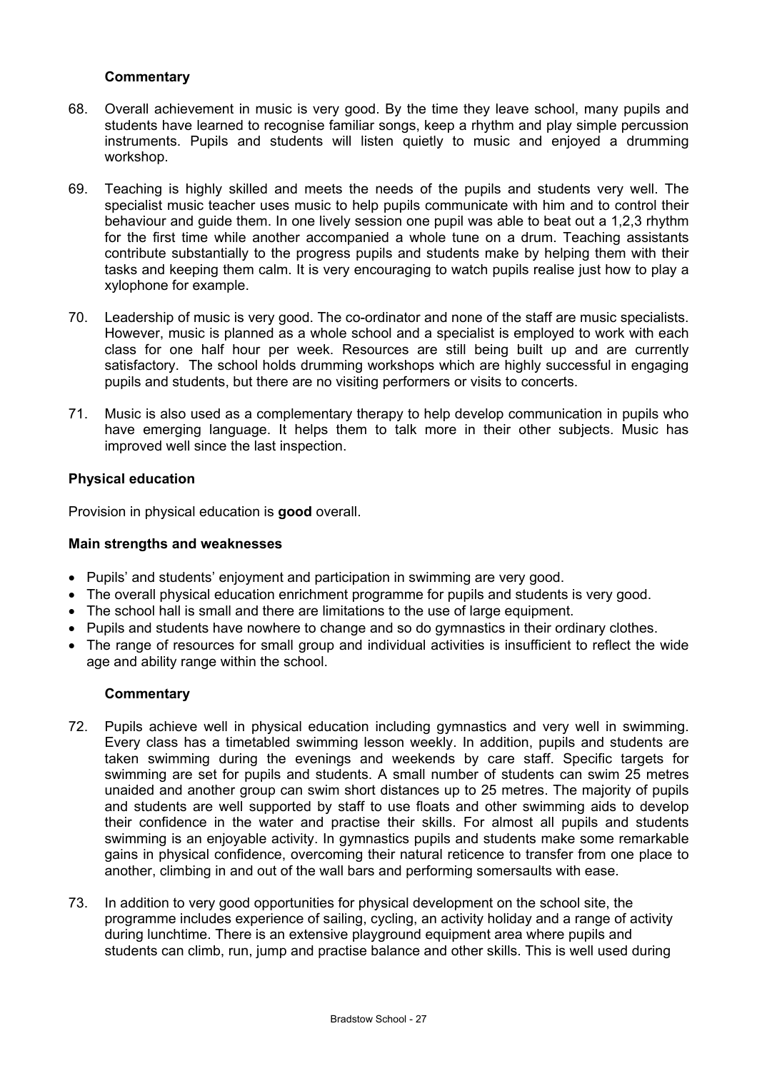### Commentary

68. Overall achievement in music is very good. By the time they leave school, many pupils and students have learned to recognise familiar songs, keep a rhythm and play simple percussion instruments. Pupils and students will listen quietly to music and enjoyed a drumming workshop.

69. Teaching is highly skilled and meets the needs of the pupils and students very well. The specialist music teacher uses music to help pupils communicate with him and to control their behaviour and guide them. In one lively session one pupil was able to beat out a 1,2,3 rhythm for the first time while another accompanied a whole tune on a drum. Teaching assistants contribute substantially to the progress pupils and students make by helping them with their tasks and keeping them calm. It is very encouraging to watch pupils realise just how to play a xylophone for example.

70. Leadership of music is very good. The co-ordinator and none of the staff are music specialists. However, music is planned as a whole school and a specialist is employed to work with each class for one half hour per week. Resources are still being built up and are currently satisfactory. The school holds drumming workshops which are highly successful in engaging pupils and students, but there are no visiting performers or visits to concerts.

71. Music is also used as a complementary therapy to help develop communication in pupils who have emerging language. It helps them to talk more in their other subjects. Music has improved well since the last inspection.

## Physical education

Provision in physical education is **good** overall.

### Main strengths and weaknesses

- Pupils' and students' enjoyment and participation in swimming are very good.
- The overall physical education enrichment programme for pupils and students is very good.
- The school hall is small and there are limitations to the use of large equipment.
- Pupils and students have nowhere to change and so do gymnastics in their ordinary clothes.
- The range of resources for small group and individual activities is insufficient to reflect the wide age and ability range within the school.

### Commentary

72. Pupils achieve well in physical education including gymnastics and very well in swimming. Every class has a timetabled swimming lesson weekly. In addition, pupils and students are taken swimming during the evenings and weekends by care staff. Specific targets for swimming are set for pupils and students. A small number of students can swim 25 metres unaided and another group can swim short distances up to 25 metres. The majority of pupils and students are well supported by staff to use floats and other swimming aids to develop their confidence in the water and practise their skills. For almost all pupils and students swimming is an enjoyable activity. In gymnastics pupils and students make some remarkable gains in physical confidence, overcoming their natural reticence to transfer from one place to another, climbing in and out of the wall bars and performing somersaults with ease.

73. In addition to very good opportunities for physical development on the school site, the programme includes experience of sailing, cycling, an activity holiday and a range of activity during lunchtime. There is an extensive playground equipment area where pupils and students can climb, run, jump and practise balance and other skills. This is well used during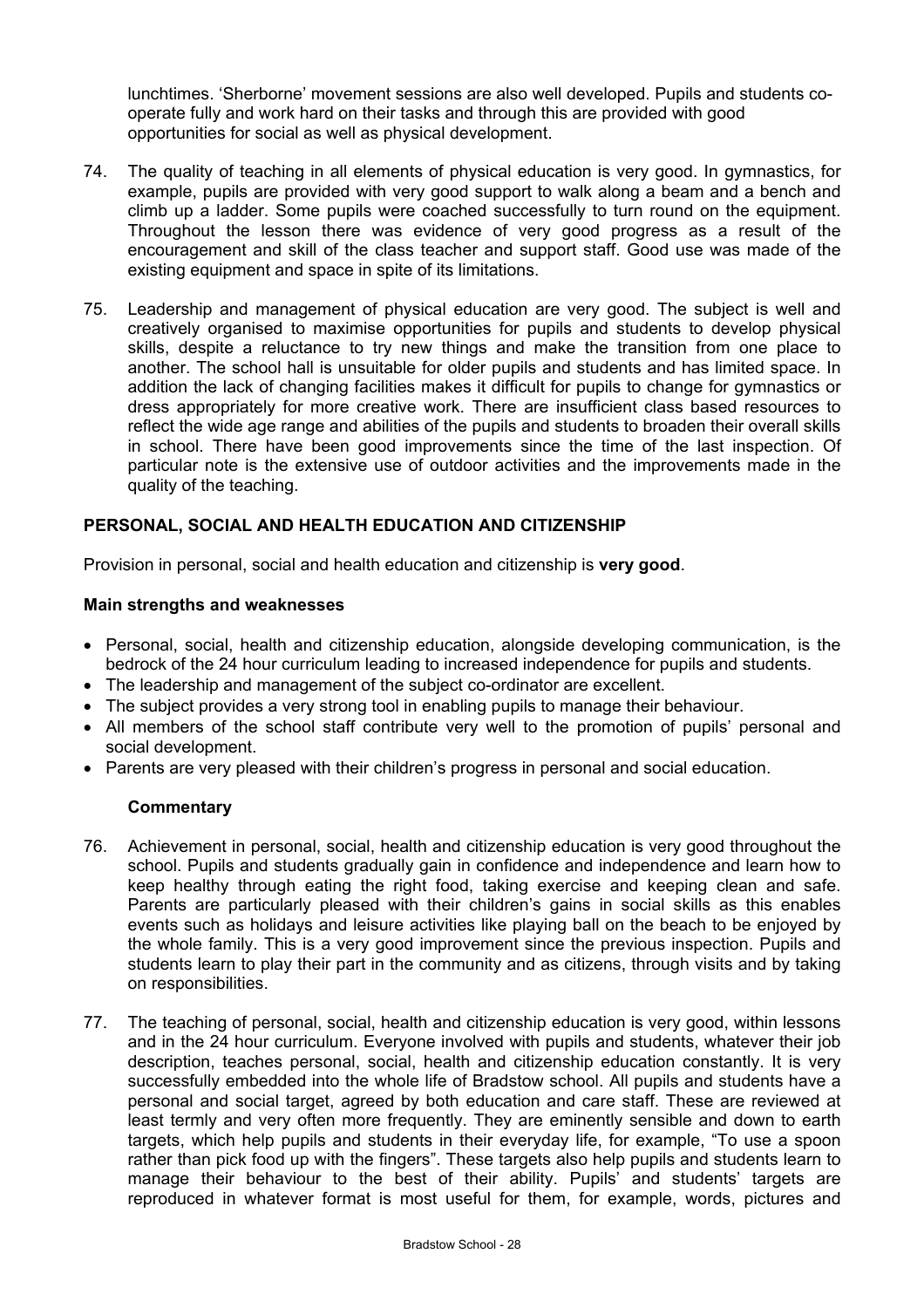lunchtimes. 'Sherborne' movement sessions are also well developed. Pupils and students co-operate fully and work hard on their tasks and through this are provided with good opportunities for social as well as physical development.

74. The quality of teaching in all elements of physical education is very good. In gymnastics, for example, pupils are provided with very good support to walk along a beam and a bench and climb up a ladder. Some pupils were coached successfully to turn round on the equipment. Throughout the lesson there was evidence of very good progress as a result of the encouragement and skill of the class teacher and support staff. Good use was made of the existing equipment and space in spite of its limitations.

75. Leadership and management of physical education are very good. The subject is well and creatively organised to maximise opportunities for pupils and students to develop physical skills, despite a reluctance to try new things and make the transition from one place to another. The school hall is unsuitable for older pupils and students and has limited space. In addition the lack of changing facilities makes it difficult for pupils to change for gymnastics or dress appropriately for more creative work. There are insufficient class based resources to reflect the wide age range and abilities of the pupils and students to broaden their overall skills in school. There have been good improvements since the time of the last inspection. Of particular note is the extensive use of outdoor activities and the improvements made in the quality of the teaching.

## PERSONAL, SOCIAL AND HEALTH EDUCATION AND CITIZENSHIP

Provision in personal, social and health education and citizenship is **very good**.

### Main strengths and weaknesses

- Personal, social, health and citizenship education, alongside developing communication, is the bedrock of the 24 hour curriculum leading to increased independence for pupils and students.
- The leadership and management of the subject co-ordinator are excellent.
- The subject provides a very strong tool in enabling pupils to manage their behaviour.
- All members of the school staff contribute very well to the promotion of pupils' personal and social development.
- Parents are very pleased with their children's progress in personal and social education.

### Commentary

76. Achievement in personal, social, health and citizenship education is very good throughout the school. Pupils and students gradually gain in confidence and independence and learn how to keep healthy through eating the right food, taking exercise and keeping clean and safe. Parents are particularly pleased with their children's gains in social skills as this enables events such as holidays and leisure activities like playing ball on the beach to be enjoyed by the whole family. This is a very good improvement since the previous inspection. Pupils and students learn to play their part in the community and as citizens, through visits and by taking on responsibilities.

77. The teaching of personal, social, health and citizenship education is very good, within lessons and in the 24 hour curriculum. Everyone involved with pupils and students, whatever their job description, teaches personal, social, health and citizenship education constantly. It is very successfully embedded into the whole life of Bradstow school. All pupils and students have a personal and social target, agreed by both education and care staff. These are reviewed at least termly and very often more frequently. They are eminently sensible and down to earth targets, which help pupils and students in their everyday life, for example, "To use a spoon rather than pick food up with the fingers". These targets also help pupils and students learn to manage their behaviour to the best of their ability. Pupils' and students' targets are reproduced in whatever format is most useful for them, for example, words, pictures and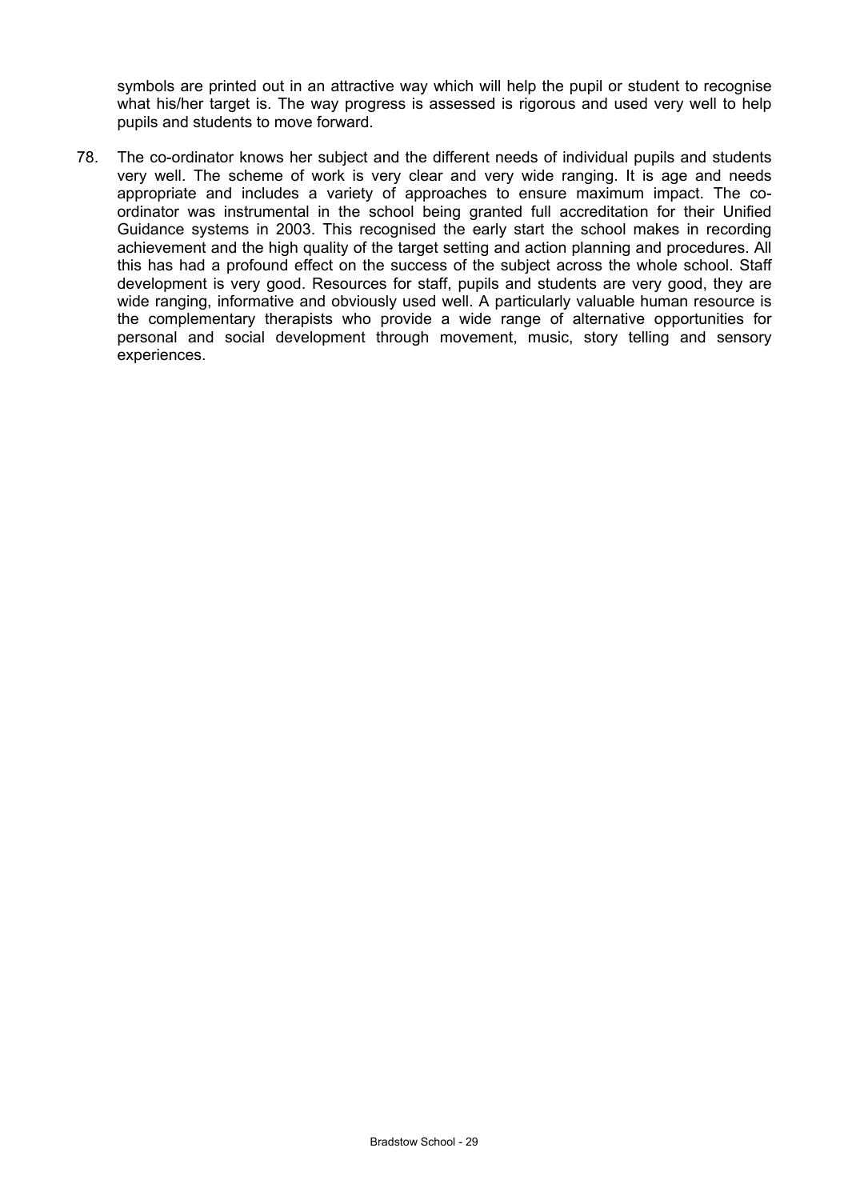symbols are printed out in an attractive way which will help the pupil or student to recognise what his/her target is. The way progress is assessed is rigorous and used very well to help pupils and students to move forward.

78. The co-ordinator knows her subject and the different needs of individual pupils and students very well. The scheme of work is very clear and very wide ranging. It is age and needs appropriate and includes a variety of approaches to ensure maximum impact. The co-ordinator was instrumental in the school being granted full accreditation for their Unified Guidance systems in 2003. This recognised the early start the school makes in recording achievement and the high quality of the target setting and action planning and procedures. All this has had a profound effect on the success of the subject across the whole school. Staff development is very good. Resources for staff, pupils and students are very good, they are wide ranging, informative and obviously used well. A particularly valuable human resource is the complementary therapists who provide a wide range of alternative opportunities for personal and social development through movement, music, story telling and sensory experiences.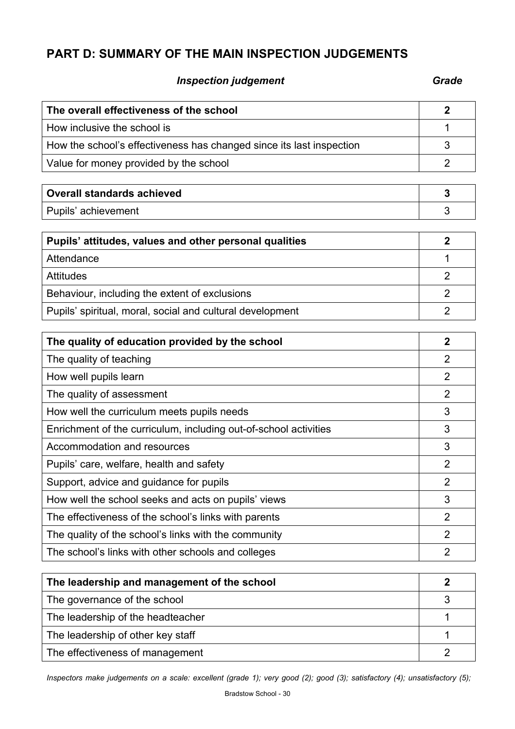## PART D: SUMMARY OF THE MAIN INSPECTION JUDGEMENTS

| *Inspection judgement* | *Grade* |
|---|---|
| **The overall effectiveness of the school** | **2** |
| How inclusive the school is | 1 |
| How the school's effectiveness has changed since its last inspection | 3 |
| Value for money provided by the school | 2 |
| **Overall standards achieved** | **3** |
| Pupils' achievement | 3 |
| **Pupils' attitudes, values and other personal qualities** | **2** |
| Attendance | 1 |
| Attitudes | 2 |
| Behaviour, including the extent of exclusions | 2 |
| Pupils' spiritual, moral, social and cultural development | 2 |
| **The quality of education provided by the school** | **2** |
| The quality of teaching | 2 |
| How well pupils learn | 2 |
| The quality of assessment | 2 |
| How well the curriculum meets pupils needs | 3 |
| Enrichment of the curriculum, including out-of-school activities | 3 |
| Accommodation and resources | 3 |
| Pupils' care, welfare, health and safety | 2 |
| Support, advice and guidance for pupils | 2 |
| How well the school seeks and acts on pupils' views | 3 |
| The effectiveness of the school's links with parents | 2 |
| The quality of the school's links with the community | 2 |
| The school's links with other schools and colleges | 2 |
| **The leadership and management of the school** | **2** |
| The governance of the school | 3 |
| The leadership of the headteacher | 1 |
| The leadership of other key staff | 1 |
| The effectiveness of management | 2 |

*Inspectors make judgements on a scale: excellent (grade 1); very good (2); good (3); satisfactory (4); unsatisfactory (5);*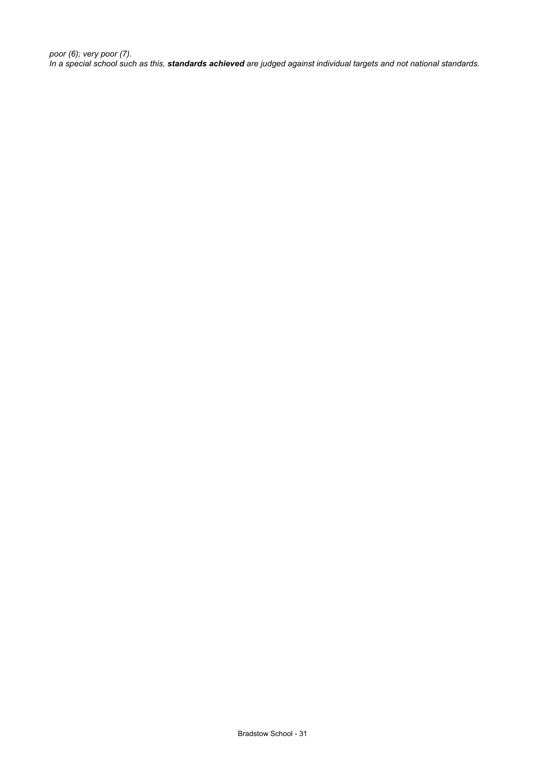*poor (6); very poor (7).*

*In a special school such as this, **standards achieved** are judged against individual targets and not national standards.*